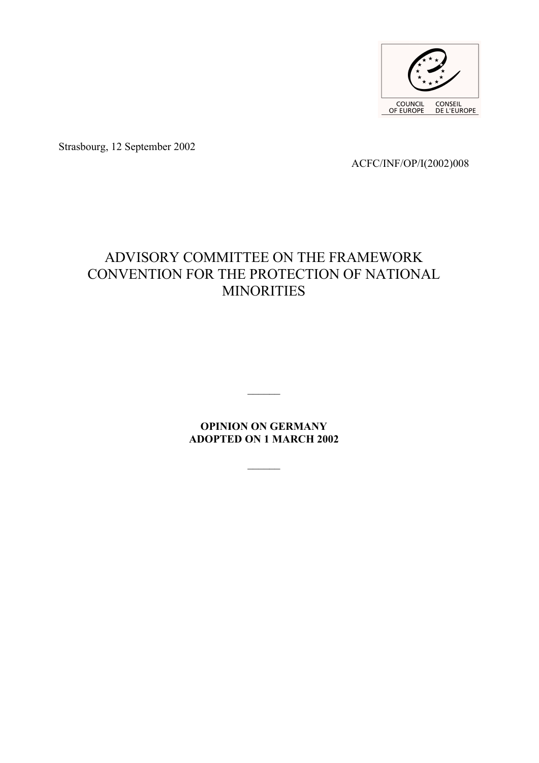COUNCIL OF EUROPE CONSEIL DE L'EUROPE

Strasbourg, 12 September 2002

ACFC/INF/OP/I(2002)008

# ADVISORY COMMITTEE ON THE FRAMEWORK CONVENTION FOR THE PROTECTION OF NATIONAL MINORITIES

______

**OPINION ON GERMANY**
**ADOPTED ON 1 MARCH 2002**

______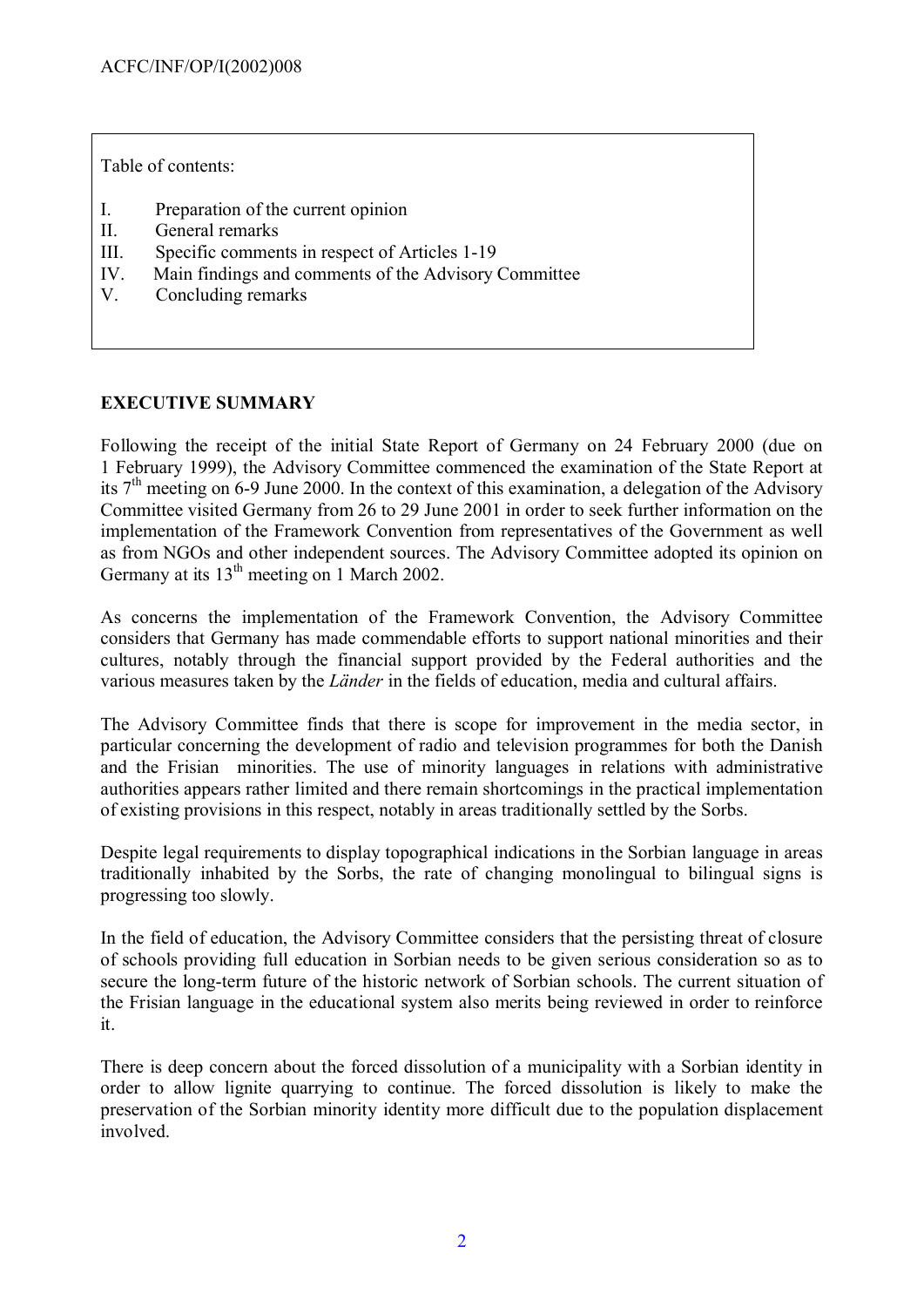Table of contents:

I. Preparation of the current opinion
II. General remarks
III. Specific comments in respect of Articles 1-19
IV. Main findings and comments of the Advisory Committee
V. Concluding remarks

## EXECUTIVE SUMMARY

Following the receipt of the initial State Report of Germany on 24 February 2000 (due on 1 February 1999), the Advisory Committee commenced the examination of the State Report at its 7[th] meeting on 6-9 June 2000. In the context of this examination, a delegation of the Advisory Committee visited Germany from 26 to 29 June 2001 in order to seek further information on the implementation of the Framework Convention from representatives of the Government as well as from NGOs and other independent sources. The Advisory Committee adopted its opinion on Germany at its 13[th] meeting on 1 March 2002.

As concerns the implementation of the Framework Convention, the Advisory Committee considers that Germany has made commendable efforts to support national minorities and their cultures, notably through the financial support provided by the Federal authorities and the various measures taken by the *Länder* in the fields of education, media and cultural affairs.

The Advisory Committee finds that there is scope for improvement in the media sector, in particular concerning the development of radio and television programmes for both the Danish and the Frisian minorities. The use of minority languages in relations with administrative authorities appears rather limited and there remain shortcomings in the practical implementation of existing provisions in this respect, notably in areas traditionally settled by the Sorbs.

Despite legal requirements to display topographical indications in the Sorbian language in areas traditionally inhabited by the Sorbs, the rate of changing monolingual to bilingual signs is progressing too slowly.

In the field of education, the Advisory Committee considers that the persisting threat of closure of schools providing full education in Sorbian needs to be given serious consideration so as to secure the long-term future of the historic network of Sorbian schools. The current situation of the Frisian language in the educational system also merits being reviewed in order to reinforce it.

There is deep concern about the forced dissolution of a municipality with a Sorbian identity in order to allow lignite quarrying to continue. The forced dissolution is likely to make the preservation of the Sorbian minority identity more difficult due to the population displacement involved.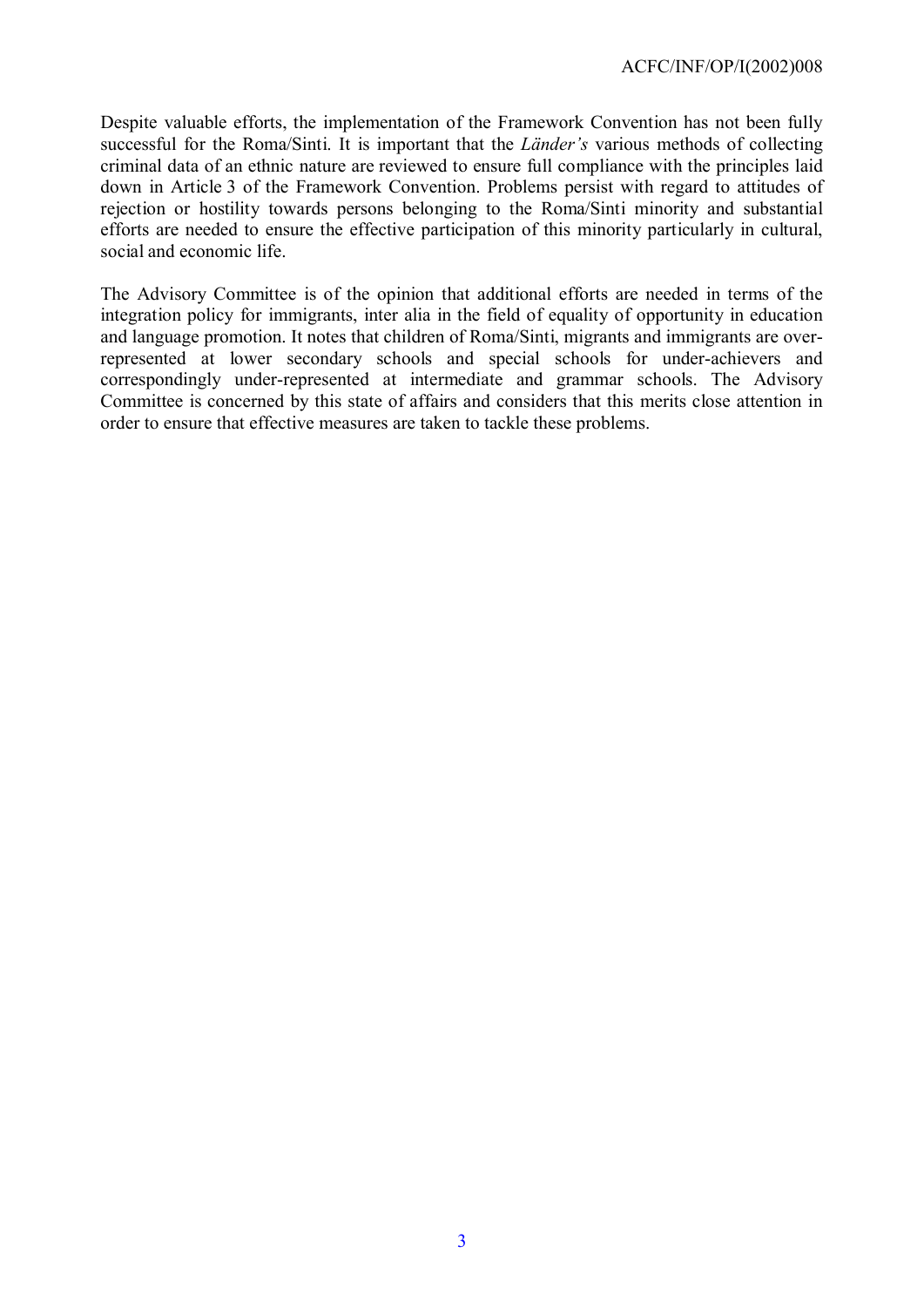Despite valuable efforts, the implementation of the Framework Convention has not been fully successful for the Roma/Sinti. It is important that the *Länder's* various methods of collecting criminal data of an ethnic nature are reviewed to ensure full compliance with the principles laid down in Article 3 of the Framework Convention. Problems persist with regard to attitudes of rejection or hostility towards persons belonging to the Roma/Sinti minority and substantial efforts are needed to ensure the effective participation of this minority particularly in cultural, social and economic life.

The Advisory Committee is of the opinion that additional efforts are needed in terms of the integration policy for immigrants, inter alia in the field of equality of opportunity in education and language promotion. It notes that children of Roma/Sinti, migrants and immigrants are over-represented at lower secondary schools and special schools for under-achievers and correspondingly under-represented at intermediate and grammar schools. The Advisory Committee is concerned by this state of affairs and considers that this merits close attention in order to ensure that effective measures are taken to tackle these problems.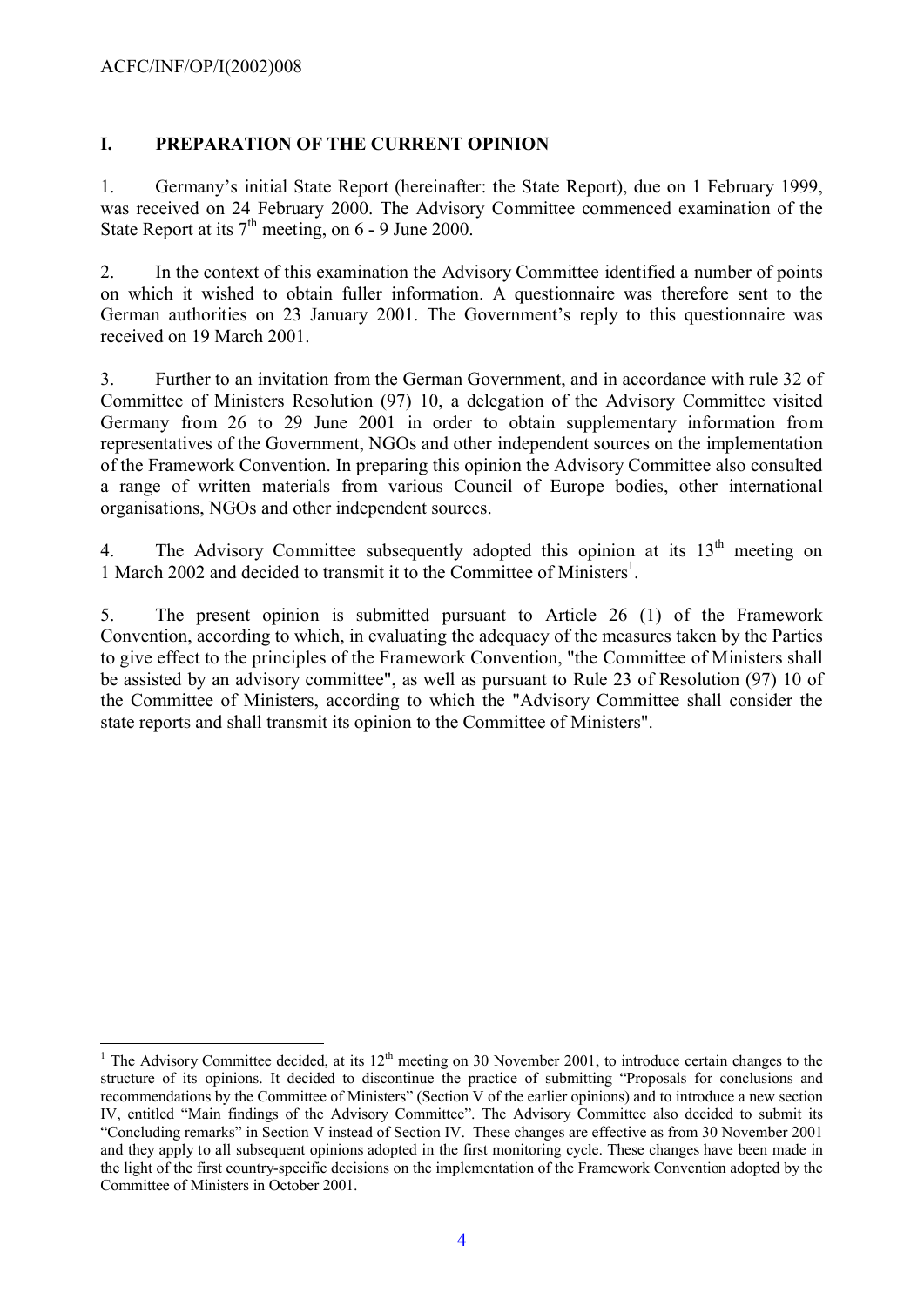## I. PREPARATION OF THE CURRENT OPINION

1. Germany's initial State Report (hereinafter: the State Report), due on 1 February 1999, was received on 24 February 2000. The Advisory Committee commenced examination of the State Report at its 7th meeting, on 6 - 9 June 2000.

2. In the context of this examination the Advisory Committee identified a number of points on which it wished to obtain fuller information. A questionnaire was therefore sent to the German authorities on 23 January 2001. The Government's reply to this questionnaire was received on 19 March 2001.

3. Further to an invitation from the German Government, and in accordance with rule 32 of Committee of Ministers Resolution (97) 10, a delegation of the Advisory Committee visited Germany from 26 to 29 June 2001 in order to obtain supplementary information from representatives of the Government, NGOs and other independent sources on the implementation of the Framework Convention. In preparing this opinion the Advisory Committee also consulted a range of written materials from various Council of Europe bodies, other international organisations, NGOs and other independent sources.

4. The Advisory Committee subsequently adopted this opinion at its 13th meeting on 1 March 2002 and decided to transmit it to the Committee of Ministers[1].

5. The present opinion is submitted pursuant to Article 26 (1) of the Framework Convention, according to which, in evaluating the adequacy of the measures taken by the Parties to give effect to the principles of the Framework Convention, "the Committee of Ministers shall be assisted by an advisory committee", as well as pursuant to Rule 23 of Resolution (97) 10 of the Committee of Ministers, according to which the "Advisory Committee shall consider the state reports and shall transmit its opinion to the Committee of Ministers".

---

[1] The Advisory Committee decided, at its 12th meeting on 30 November 2001, to introduce certain changes to the structure of its opinions. It decided to discontinue the practice of submitting "Proposals for conclusions and recommendations by the Committee of Ministers" (Section V of the earlier opinions) and to introduce a new section IV, entitled "Main findings of the Advisory Committee". The Advisory Committee also decided to submit its "Concluding remarks" in Section V instead of Section IV. These changes are effective as from 30 November 2001 and they apply to all subsequent opinions adopted in the first monitoring cycle. These changes have been made in the light of the first country-specific decisions on the implementation of the Framework Convention adopted by the Committee of Ministers in October 2001.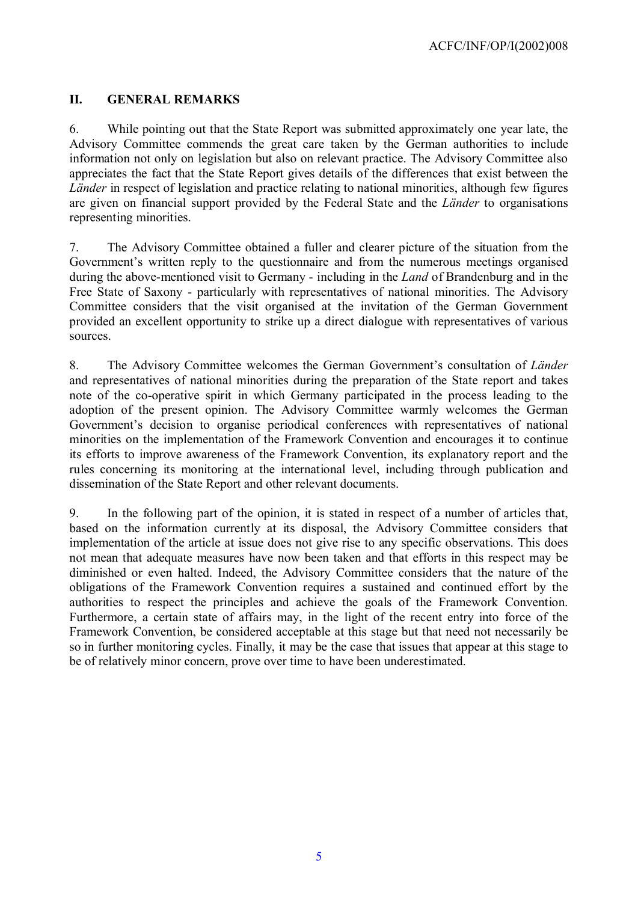## II. GENERAL REMARKS

6. While pointing out that the State Report was submitted approximately one year late, the Advisory Committee commends the great care taken by the German authorities to include information not only on legislation but also on relevant practice. The Advisory Committee also appreciates the fact that the State Report gives details of the differences that exist between the *Länder* in respect of legislation and practice relating to national minorities, although few figures are given on financial support provided by the Federal State and the *Länder* to organisations representing minorities.

7. The Advisory Committee obtained a fuller and clearer picture of the situation from the Government's written reply to the questionnaire and from the numerous meetings organised during the above-mentioned visit to Germany - including in the *Land* of Brandenburg and in the Free State of Saxony - particularly with representatives of national minorities. The Advisory Committee considers that the visit organised at the invitation of the German Government provided an excellent opportunity to strike up a direct dialogue with representatives of various sources.

8. The Advisory Committee welcomes the German Government's consultation of *Länder* and representatives of national minorities during the preparation of the State report and takes note of the co-operative spirit in which Germany participated in the process leading to the adoption of the present opinion. The Advisory Committee warmly welcomes the German Government's decision to organise periodical conferences with representatives of national minorities on the implementation of the Framework Convention and encourages it to continue its efforts to improve awareness of the Framework Convention, its explanatory report and the rules concerning its monitoring at the international level, including through publication and dissemination of the State Report and other relevant documents.

9. In the following part of the opinion, it is stated in respect of a number of articles that, based on the information currently at its disposal, the Advisory Committee considers that implementation of the article at issue does not give rise to any specific observations. This does not mean that adequate measures have now been taken and that efforts in this respect may be diminished or even halted. Indeed, the Advisory Committee considers that the nature of the obligations of the Framework Convention requires a sustained and continued effort by the authorities to respect the principles and achieve the goals of the Framework Convention. Furthermore, a certain state of affairs may, in the light of the recent entry into force of the Framework Convention, be considered acceptable at this stage but that need not necessarily be so in further monitoring cycles. Finally, it may be the case that issues that appear at this stage to be of relatively minor concern, prove over time to have been underestimated.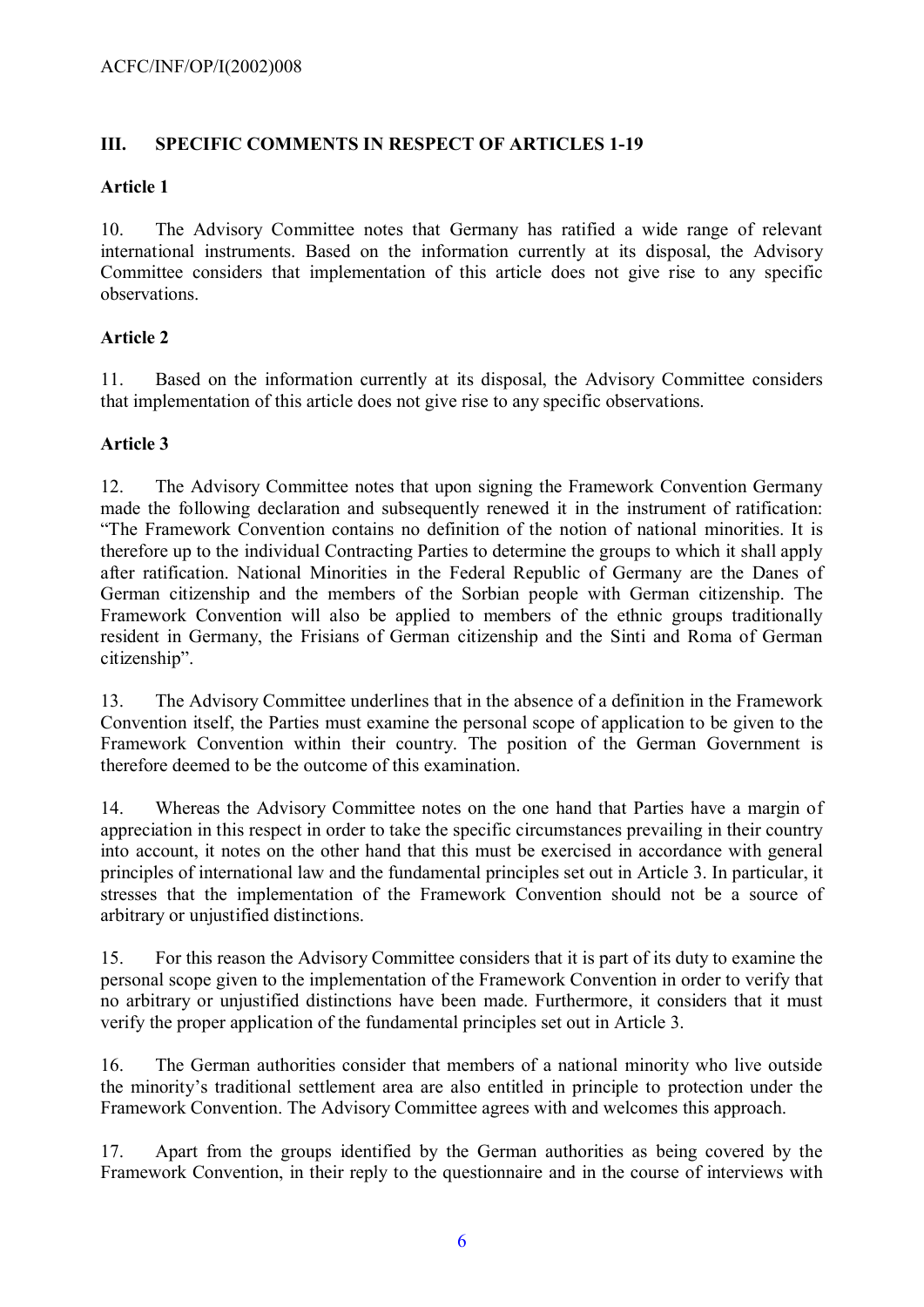## III. SPECIFIC COMMENTS IN RESPECT OF ARTICLES 1-19

### Article 1

10. The Advisory Committee notes that Germany has ratified a wide range of relevant international instruments. Based on the information currently at its disposal, the Advisory Committee considers that implementation of this article does not give rise to any specific observations.

### Article 2

11. Based on the information currently at its disposal, the Advisory Committee considers that implementation of this article does not give rise to any specific observations.

### Article 3

12. The Advisory Committee notes that upon signing the Framework Convention Germany made the following declaration and subsequently renewed it in the instrument of ratification: "The Framework Convention contains no definition of the notion of national minorities. It is therefore up to the individual Contracting Parties to determine the groups to which it shall apply after ratification. National Minorities in the Federal Republic of Germany are the Danes of German citizenship and the members of the Sorbian people with German citizenship. The Framework Convention will also be applied to members of the ethnic groups traditionally resident in Germany, the Frisians of German citizenship and the Sinti and Roma of German citizenship".

13. The Advisory Committee underlines that in the absence of a definition in the Framework Convention itself, the Parties must examine the personal scope of application to be given to the Framework Convention within their country. The position of the German Government is therefore deemed to be the outcome of this examination.

14. Whereas the Advisory Committee notes on the one hand that Parties have a margin of appreciation in this respect in order to take the specific circumstances prevailing in their country into account, it notes on the other hand that this must be exercised in accordance with general principles of international law and the fundamental principles set out in Article 3. In particular, it stresses that the implementation of the Framework Convention should not be a source of arbitrary or unjustified distinctions.

15. For this reason the Advisory Committee considers that it is part of its duty to examine the personal scope given to the implementation of the Framework Convention in order to verify that no arbitrary or unjustified distinctions have been made. Furthermore, it considers that it must verify the proper application of the fundamental principles set out in Article 3.

16. The German authorities consider that members of a national minority who live outside the minority's traditional settlement area are also entitled in principle to protection under the Framework Convention. The Advisory Committee agrees with and welcomes this approach.

17. Apart from the groups identified by the German authorities as being covered by the Framework Convention, in their reply to the questionnaire and in the course of interviews with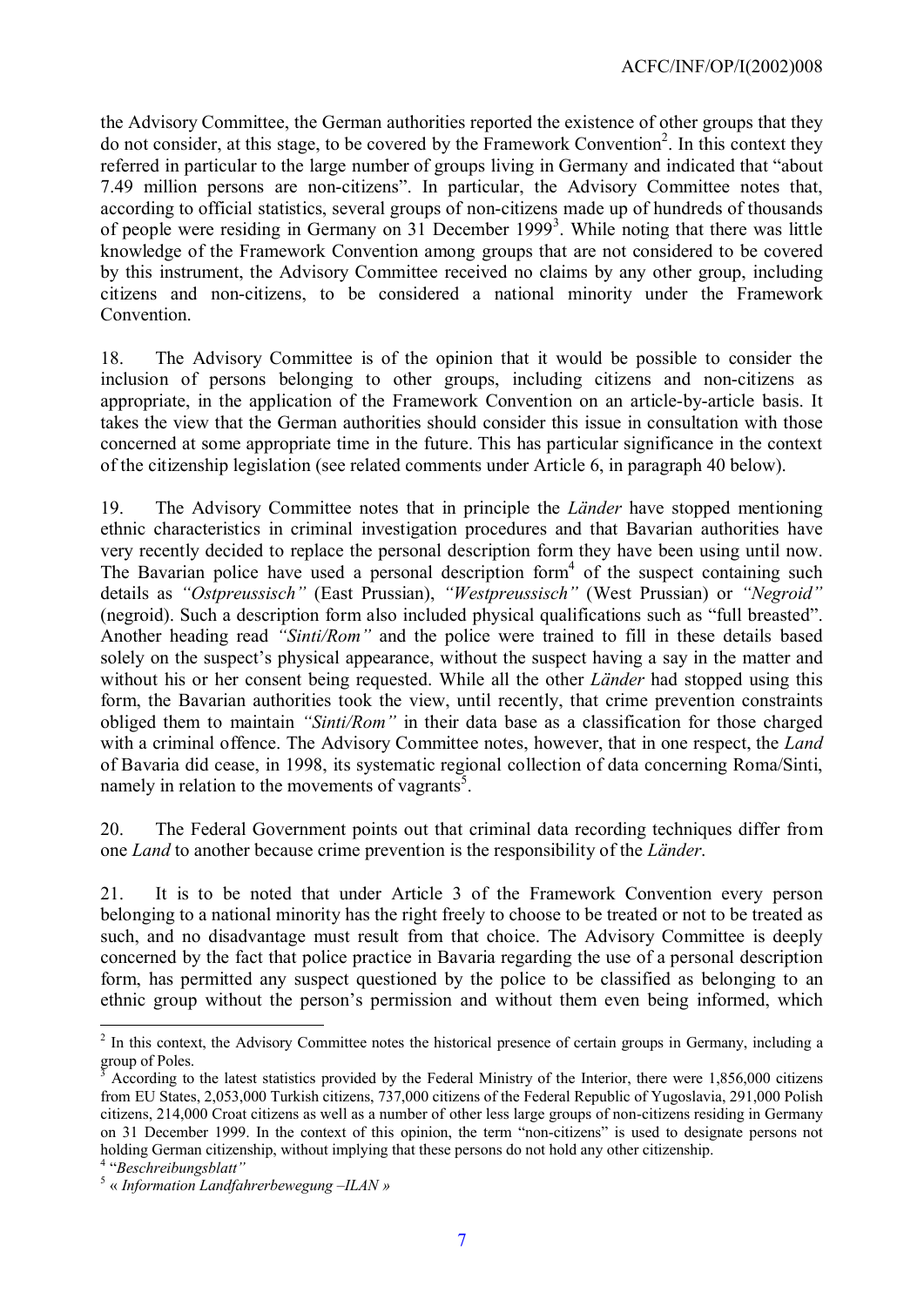the Advisory Committee, the German authorities reported the existence of other groups that they do not consider, at this stage, to be covered by the Framework Convention[2]. In this context they referred in particular to the large number of groups living in Germany and indicated that "about 7.49 million persons are non-citizens". In particular, the Advisory Committee notes that, according to official statistics, several groups of non-citizens made up of hundreds of thousands of people were residing in Germany on 31 December 1999[3]. While noting that there was little knowledge of the Framework Convention among groups that are not considered to be covered by this instrument, the Advisory Committee received no claims by any other group, including citizens and non-citizens, to be considered a national minority under the Framework Convention.

18. The Advisory Committee is of the opinion that it would be possible to consider the inclusion of persons belonging to other groups, including citizens and non-citizens as appropriate, in the application of the Framework Convention on an article-by-article basis. It takes the view that the German authorities should consider this issue in consultation with those concerned at some appropriate time in the future. This has particular significance in the context of the citizenship legislation (see related comments under Article 6, in paragraph 40 below).

19. The Advisory Committee notes that in principle the *Länder* have stopped mentioning ethnic characteristics in criminal investigation procedures and that Bavarian authorities have very recently decided to replace the personal description form they have been using until now. The Bavarian police have used a personal description form[4] of the suspect containing such details as *"Ostpreussisch"* (East Prussian), *"Westpreussisch"* (West Prussian) or *"Negroid"* (negroid). Such a description form also included physical qualifications such as "full breasted". Another heading read *"Sinti/Rom"* and the police were trained to fill in these details based solely on the suspect's physical appearance, without the suspect having a say in the matter and without his or her consent being requested. While all the other *Länder* had stopped using this form, the Bavarian authorities took the view, until recently, that crime prevention constraints obliged them to maintain *"Sinti/Rom"* in their data base as a classification for those charged with a criminal offence. The Advisory Committee notes, however, that in one respect, the *Land* of Bavaria did cease, in 1998, its systematic regional collection of data concerning Roma/Sinti, namely in relation to the movements of vagrants[5].

20. The Federal Government points out that criminal data recording techniques differ from one *Land* to another because crime prevention is the responsibility of the *Länder*.

21. It is to be noted that under Article 3 of the Framework Convention every person belonging to a national minority has the right freely to choose to be treated or not to be treated as such, and no disadvantage must result from that choice. The Advisory Committee is deeply concerned by the fact that police practice in Bavaria regarding the use of a personal description form, has permitted any suspect questioned by the police to be classified as belonging to an ethnic group without the person's permission and without them even being informed, which

---

[2] In this context, the Advisory Committee notes the historical presence of certain groups in Germany, including a group of Poles.

[3] According to the latest statistics provided by the Federal Ministry of the Interior, there were 1,856,000 citizens from EU States, 2,053,000 Turkish citizens, 737,000 citizens of the Federal Republic of Yugoslavia, 291,000 Polish citizens, 214,000 Croat citizens as well as a number of other less large groups of non-citizens residing in Germany on 31 December 1999. In the context of this opinion, the term "non-citizens" is used to designate persons not holding German citizenship, without implying that these persons do not hold any other citizenship.

[4] "*Beschreibungsblatt"*

[5] « *Information Landfahrerbewegung –ILAN »*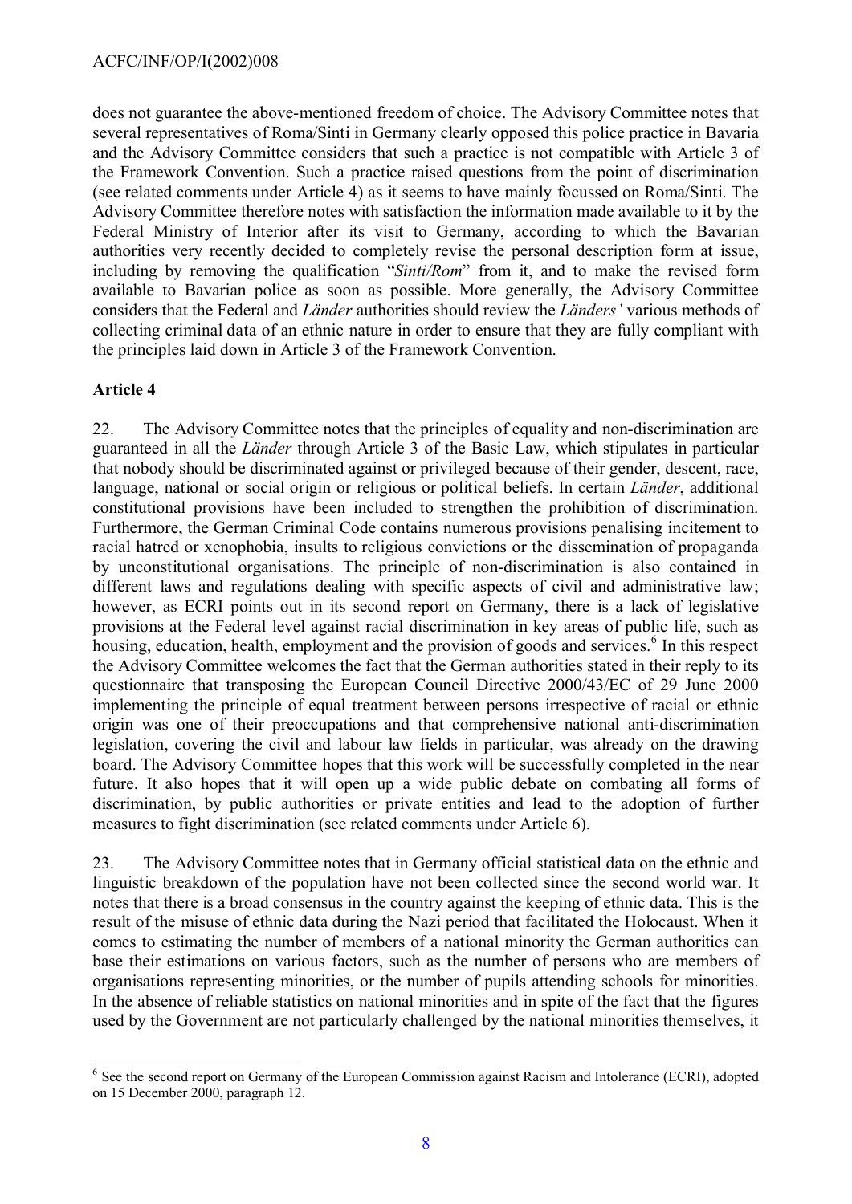does not guarantee the above-mentioned freedom of choice. The Advisory Committee notes that several representatives of Roma/Sinti in Germany clearly opposed this police practice in Bavaria and the Advisory Committee considers that such a practice is not compatible with Article 3 of the Framework Convention. Such a practice raised questions from the point of discrimination (see related comments under Article 4) as it seems to have mainly focussed on Roma/Sinti. The Advisory Committee therefore notes with satisfaction the information made available to it by the Federal Ministry of Interior after its visit to Germany, according to which the Bavarian authorities very recently decided to completely revise the personal description form at issue, including by removing the qualification "*Sinti/Rom*" from it, and to make the revised form available to Bavarian police as soon as possible. More generally, the Advisory Committee considers that the Federal and *Länder* authorities should review the *Länders'* various methods of collecting criminal data of an ethnic nature in order to ensure that they are fully compliant with the principles laid down in Article 3 of the Framework Convention.

**Article 4**

22. The Advisory Committee notes that the principles of equality and non-discrimination are guaranteed in all the *Länder* through Article 3 of the Basic Law, which stipulates in particular that nobody should be discriminated against or privileged because of their gender, descent, race, language, national or social origin or religious or political beliefs. In certain *Länder*, additional constitutional provisions have been included to strengthen the prohibition of discrimination. Furthermore, the German Criminal Code contains numerous provisions penalising incitement to racial hatred or xenophobia, insults to religious convictions or the dissemination of propaganda by unconstitutional organisations. The principle of non-discrimination is also contained in different laws and regulations dealing with specific aspects of civil and administrative law; however, as ECRI points out in its second report on Germany, there is a lack of legislative provisions at the Federal level against racial discrimination in key areas of public life, such as housing, education, health, employment and the provision of goods and services.[6] In this respect the Advisory Committee welcomes the fact that the German authorities stated in their reply to its questionnaire that transposing the European Council Directive 2000/43/EC of 29 June 2000 implementing the principle of equal treatment between persons irrespective of racial or ethnic origin was one of their preoccupations and that comprehensive national anti-discrimination legislation, covering the civil and labour law fields in particular, was already on the drawing board. The Advisory Committee hopes that this work will be successfully completed in the near future. It also hopes that it will open up a wide public debate on combating all forms of discrimination, by public authorities or private entities and lead to the adoption of further measures to fight discrimination (see related comments under Article 6).

23. The Advisory Committee notes that in Germany official statistical data on the ethnic and linguistic breakdown of the population have not been collected since the second world war. It notes that there is a broad consensus in the country against the keeping of ethnic data. This is the result of the misuse of ethnic data during the Nazi period that facilitated the Holocaust. When it comes to estimating the number of members of a national minority the German authorities can base their estimations on various factors, such as the number of persons who are members of organisations representing minorities, or the number of pupils attending schools for minorities. In the absence of reliable statistics on national minorities and in spite of the fact that the figures used by the Government are not particularly challenged by the national minorities themselves, it

[6] See the second report on Germany of the European Commission against Racism and Intolerance (ECRI), adopted on 15 December 2000, paragraph 12.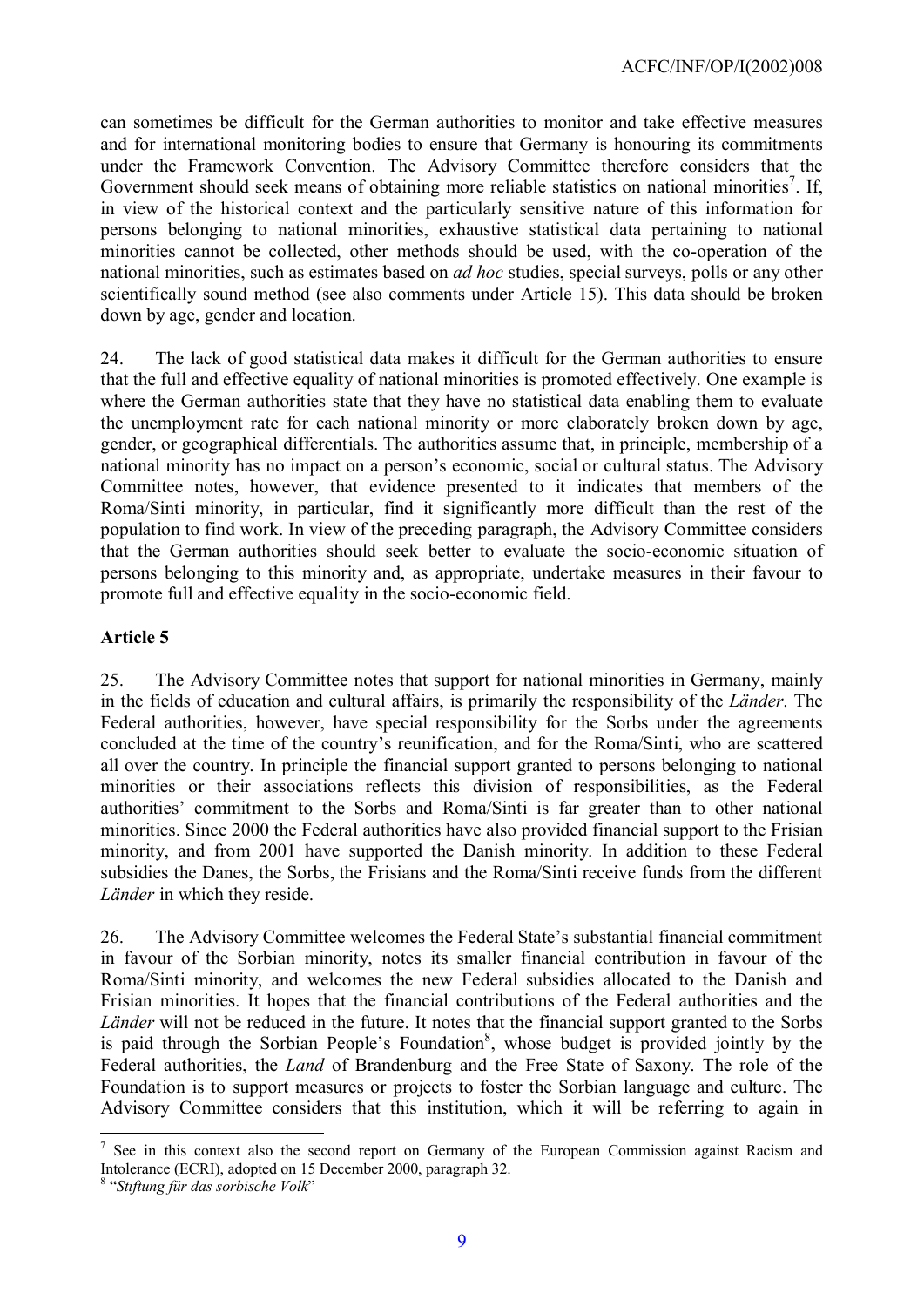can sometimes be difficult for the German authorities to monitor and take effective measures and for international monitoring bodies to ensure that Germany is honouring its commitments under the Framework Convention. The Advisory Committee therefore considers that the Government should seek means of obtaining more reliable statistics on national minorities[7]. If, in view of the historical context and the particularly sensitive nature of this information for persons belonging to national minorities, exhaustive statistical data pertaining to national minorities cannot be collected, other methods should be used, with the co-operation of the national minorities, such as estimates based on *ad hoc* studies, special surveys, polls or any other scientifically sound method (see also comments under Article 15). This data should be broken down by age, gender and location.

24. The lack of good statistical data makes it difficult for the German authorities to ensure that the full and effective equality of national minorities is promoted effectively. One example is where the German authorities state that they have no statistical data enabling them to evaluate the unemployment rate for each national minority or more elaborately broken down by age, gender, or geographical differentials. The authorities assume that, in principle, membership of a national minority has no impact on a person's economic, social or cultural status. The Advisory Committee notes, however, that evidence presented to it indicates that members of the Roma/Sinti minority, in particular, find it significantly more difficult than the rest of the population to find work. In view of the preceding paragraph, the Advisory Committee considers that the German authorities should seek better to evaluate the socio-economic situation of persons belonging to this minority and, as appropriate, undertake measures in their favour to promote full and effective equality in the socio-economic field.

## Article 5

25. The Advisory Committee notes that support for national minorities in Germany, mainly in the fields of education and cultural affairs, is primarily the responsibility of the *Länder*. The Federal authorities, however, have special responsibility for the Sorbs under the agreements concluded at the time of the country's reunification, and for the Roma/Sinti, who are scattered all over the country. In principle the financial support granted to persons belonging to national minorities or their associations reflects this division of responsibilities, as the Federal authorities' commitment to the Sorbs and Roma/Sinti is far greater than to other national minorities. Since 2000 the Federal authorities have also provided financial support to the Frisian minority, and from 2001 have supported the Danish minority. In addition to these Federal subsidies the Danes, the Sorbs, the Frisians and the Roma/Sinti receive funds from the different *Länder* in which they reside.

26. The Advisory Committee welcomes the Federal State's substantial financial commitment in favour of the Sorbian minority, notes its smaller financial contribution in favour of the Roma/Sinti minority, and welcomes the new Federal subsidies allocated to the Danish and Frisian minorities. It hopes that the financial contributions of the Federal authorities and the *Länder* will not be reduced in the future. It notes that the financial support granted to the Sorbs is paid through the Sorbian People's Foundation[8], whose budget is provided jointly by the Federal authorities, the *Land* of Brandenburg and the Free State of Saxony. The role of the Foundation is to support measures or projects to foster the Sorbian language and culture. The Advisory Committee considers that this institution, which it will be referring to again in

---

[7] See in this context also the second report on Germany of the European Commission against Racism and Intolerance (ECRI), adopted on 15 December 2000, paragraph 32.

[8] "*Stiftung für das sorbische Volk*"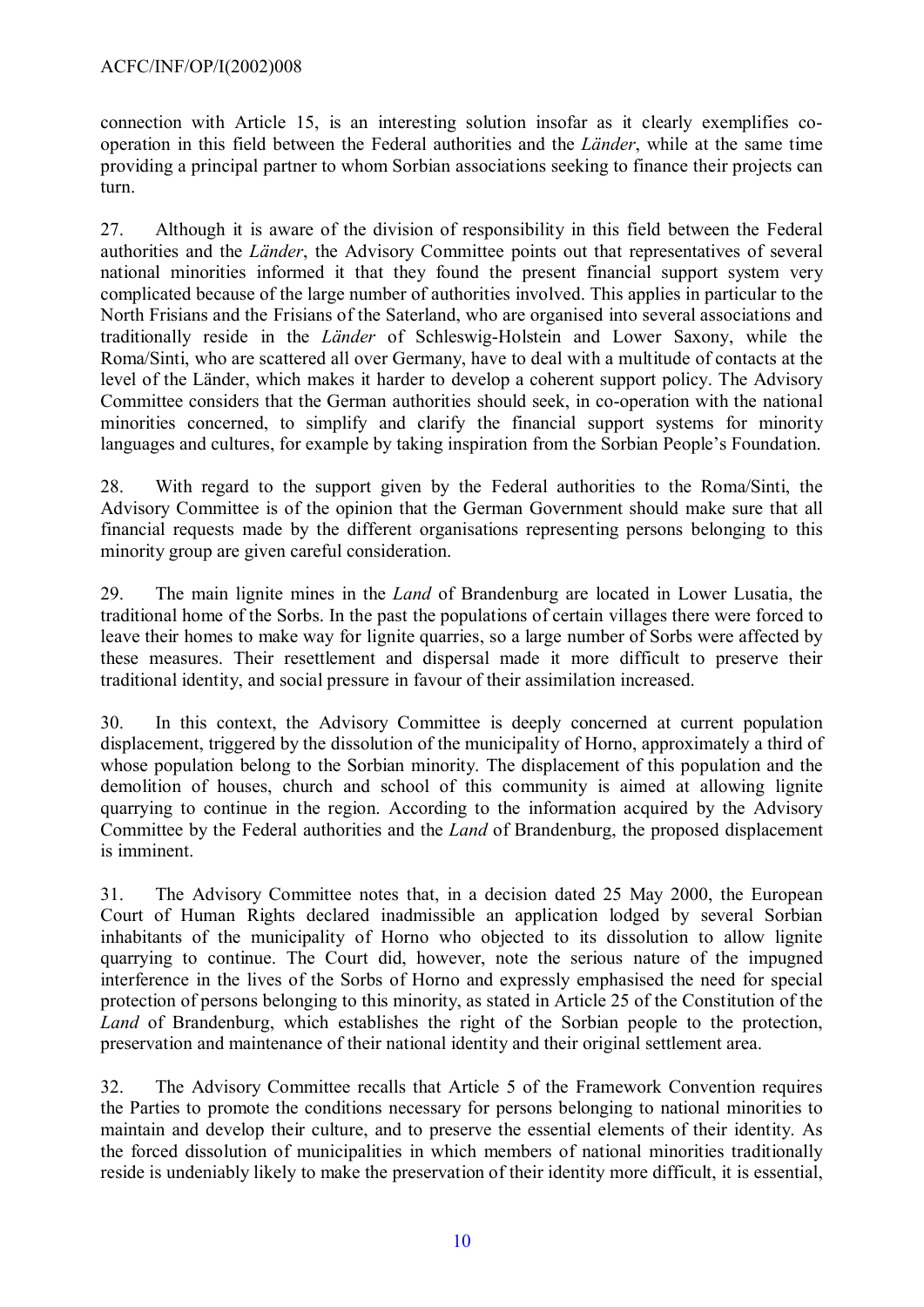connection with Article 15, is an interesting solution insofar as it clearly exemplifies co-operation in this field between the Federal authorities and the *Länder*, while at the same time providing a principal partner to whom Sorbian associations seeking to finance their projects can turn.

27. Although it is aware of the division of responsibility in this field between the Federal authorities and the *Länder*, the Advisory Committee points out that representatives of several national minorities informed it that they found the present financial support system very complicated because of the large number of authorities involved. This applies in particular to the North Frisians and the Frisians of the Saterland, who are organised into several associations and traditionally reside in the *Länder* of Schleswig-Holstein and Lower Saxony, while the Roma/Sinti, who are scattered all over Germany, have to deal with a multitude of contacts at the level of the Länder, which makes it harder to develop a coherent support policy. The Advisory Committee considers that the German authorities should seek, in co-operation with the national minorities concerned, to simplify and clarify the financial support systems for minority languages and cultures, for example by taking inspiration from the Sorbian People's Foundation.

28. With regard to the support given by the Federal authorities to the Roma/Sinti, the Advisory Committee is of the opinion that the German Government should make sure that all financial requests made by the different organisations representing persons belonging to this minority group are given careful consideration.

29. The main lignite mines in the *Land* of Brandenburg are located in Lower Lusatia, the traditional home of the Sorbs. In the past the populations of certain villages there were forced to leave their homes to make way for lignite quarries, so a large number of Sorbs were affected by these measures. Their resettlement and dispersal made it more difficult to preserve their traditional identity, and social pressure in favour of their assimilation increased.

30. In this context, the Advisory Committee is deeply concerned at current population displacement, triggered by the dissolution of the municipality of Horno, approximately a third of whose population belong to the Sorbian minority. The displacement of this population and the demolition of houses, church and school of this community is aimed at allowing lignite quarrying to continue in the region. According to the information acquired by the Advisory Committee by the Federal authorities and the *Land* of Brandenburg, the proposed displacement is imminent.

31. The Advisory Committee notes that, in a decision dated 25 May 2000, the European Court of Human Rights declared inadmissible an application lodged by several Sorbian inhabitants of the municipality of Horno who objected to its dissolution to allow lignite quarrying to continue. The Court did, however, note the serious nature of the impugned interference in the lives of the Sorbs of Horno and expressly emphasised the need for special protection of persons belonging to this minority, as stated in Article 25 of the Constitution of the *Land* of Brandenburg, which establishes the right of the Sorbian people to the protection, preservation and maintenance of their national identity and their original settlement area.

32. The Advisory Committee recalls that Article 5 of the Framework Convention requires the Parties to promote the conditions necessary for persons belonging to national minorities to maintain and develop their culture, and to preserve the essential elements of their identity. As the forced dissolution of municipalities in which members of national minorities traditionally reside is undeniably likely to make the preservation of their identity more difficult, it is essential,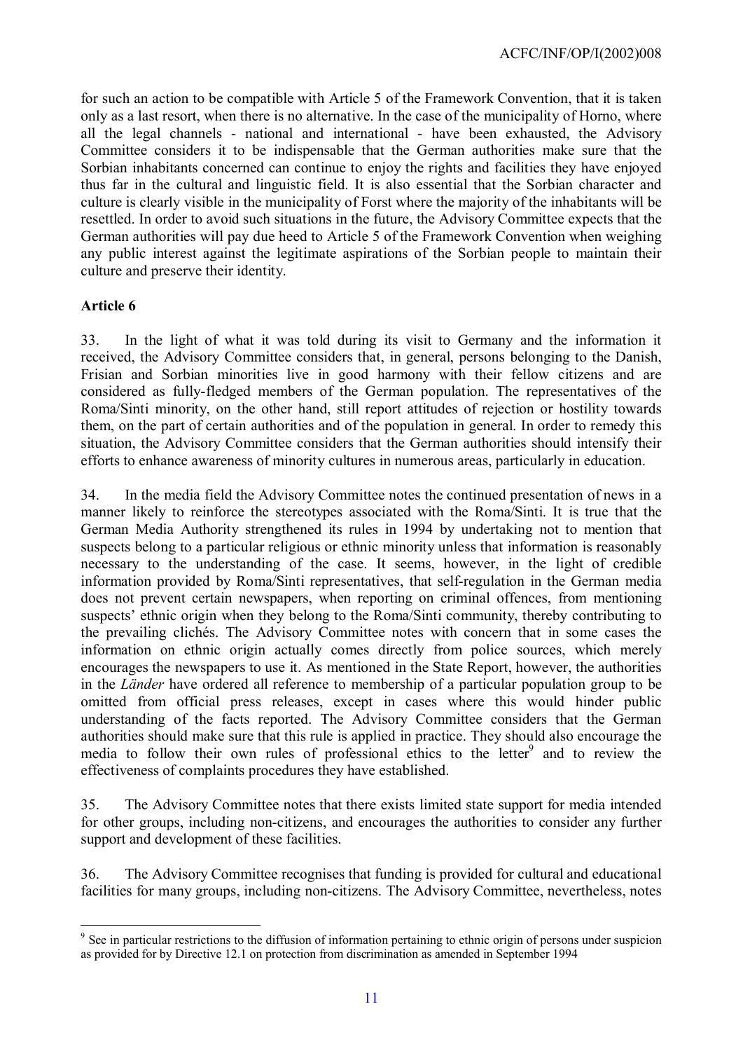for such an action to be compatible with Article 5 of the Framework Convention, that it is taken only as a last resort, when there is no alternative. In the case of the municipality of Horno, where all the legal channels - national and international - have been exhausted, the Advisory Committee considers it to be indispensable that the German authorities make sure that the Sorbian inhabitants concerned can continue to enjoy the rights and facilities they have enjoyed thus far in the cultural and linguistic field. It is also essential that the Sorbian character and culture is clearly visible in the municipality of Forst where the majority of the inhabitants will be resettled. In order to avoid such situations in the future, the Advisory Committee expects that the German authorities will pay due heed to Article 5 of the Framework Convention when weighing any public interest against the legitimate aspirations of the Sorbian people to maintain their culture and preserve their identity.

**Article 6**

33. In the light of what it was told during its visit to Germany and the information it received, the Advisory Committee considers that, in general, persons belonging to the Danish, Frisian and Sorbian minorities live in good harmony with their fellow citizens and are considered as fully-fledged members of the German population. The representatives of the Roma/Sinti minority, on the other hand, still report attitudes of rejection or hostility towards them, on the part of certain authorities and of the population in general. In order to remedy this situation, the Advisory Committee considers that the German authorities should intensify their efforts to enhance awareness of minority cultures in numerous areas, particularly in education.

34. In the media field the Advisory Committee notes the continued presentation of news in a manner likely to reinforce the stereotypes associated with the Roma/Sinti. It is true that the German Media Authority strengthened its rules in 1994 by undertaking not to mention that suspects belong to a particular religious or ethnic minority unless that information is reasonably necessary to the understanding of the case. It seems, however, in the light of credible information provided by Roma/Sinti representatives, that self-regulation in the German media does not prevent certain newspapers, when reporting on criminal offences, from mentioning suspects' ethnic origin when they belong to the Roma/Sinti community, thereby contributing to the prevailing clichés. The Advisory Committee notes with concern that in some cases the information on ethnic origin actually comes directly from police sources, which merely encourages the newspapers to use it. As mentioned in the State Report, however, the authorities in the *Länder* have ordered all reference to membership of a particular population group to be omitted from official press releases, except in cases where this would hinder public understanding of the facts reported. The Advisory Committee considers that the German authorities should make sure that this rule is applied in practice. They should also encourage the media to follow their own rules of professional ethics to the letter[9] and to review the effectiveness of complaints procedures they have established.

35. The Advisory Committee notes that there exists limited state support for media intended for other groups, including non-citizens, and encourages the authorities to consider any further support and development of these facilities.

36. The Advisory Committee recognises that funding is provided for cultural and educational facilities for many groups, including non-citizens. The Advisory Committee, nevertheless, notes

[9] See in particular restrictions to the diffusion of information pertaining to ethnic origin of persons under suspicion as provided for by Directive 12.1 on protection from discrimination as amended in September 1994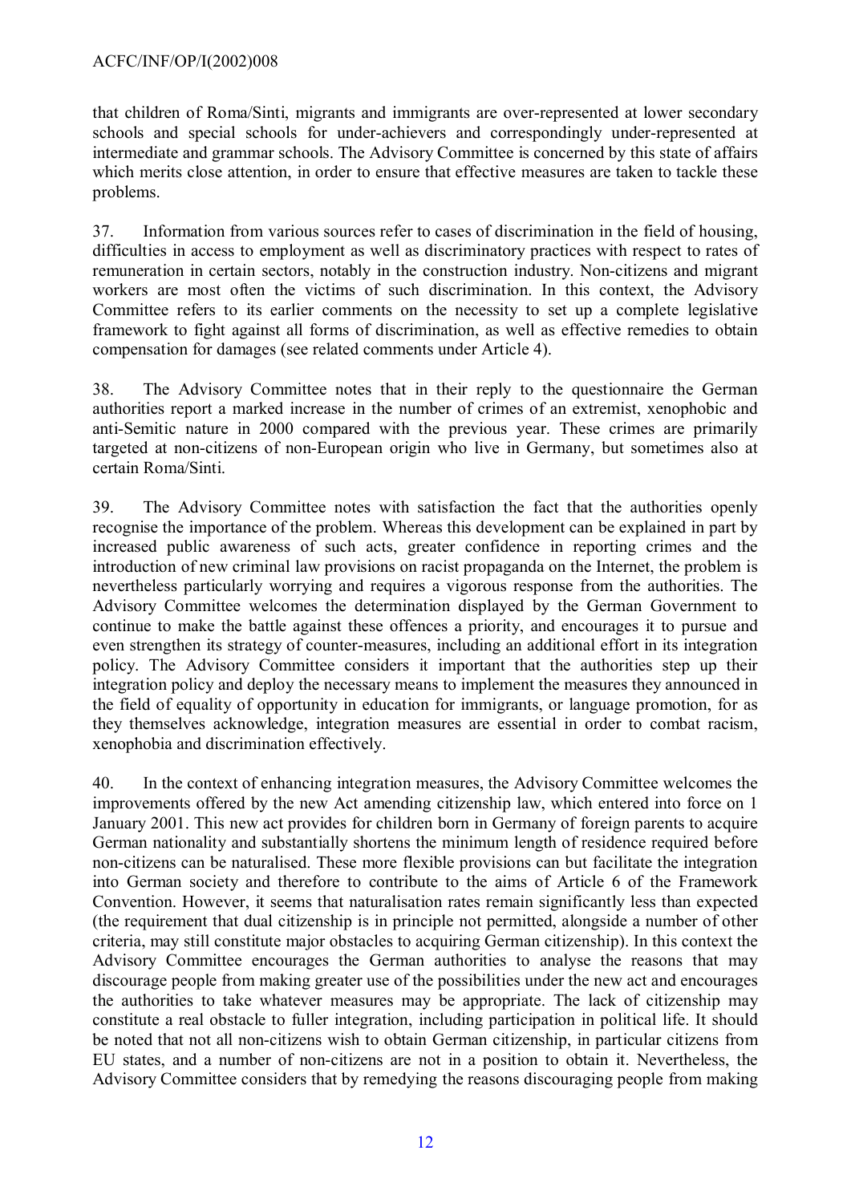that children of Roma/Sinti, migrants and immigrants are over-represented at lower secondary schools and special schools for under-achievers and correspondingly under-represented at intermediate and grammar schools. The Advisory Committee is concerned by this state of affairs which merits close attention, in order to ensure that effective measures are taken to tackle these problems.

37. Information from various sources refer to cases of discrimination in the field of housing, difficulties in access to employment as well as discriminatory practices with respect to rates of remuneration in certain sectors, notably in the construction industry. Non-citizens and migrant workers are most often the victims of such discrimination. In this context, the Advisory Committee refers to its earlier comments on the necessity to set up a complete legislative framework to fight against all forms of discrimination, as well as effective remedies to obtain compensation for damages (see related comments under Article 4).

38. The Advisory Committee notes that in their reply to the questionnaire the German authorities report a marked increase in the number of crimes of an extremist, xenophobic and anti-Semitic nature in 2000 compared with the previous year. These crimes are primarily targeted at non-citizens of non-European origin who live in Germany, but sometimes also at certain Roma/Sinti.

39. The Advisory Committee notes with satisfaction the fact that the authorities openly recognise the importance of the problem. Whereas this development can be explained in part by increased public awareness of such acts, greater confidence in reporting crimes and the introduction of new criminal law provisions on racist propaganda on the Internet, the problem is nevertheless particularly worrying and requires a vigorous response from the authorities. The Advisory Committee welcomes the determination displayed by the German Government to continue to make the battle against these offences a priority, and encourages it to pursue and even strengthen its strategy of counter-measures, including an additional effort in its integration policy. The Advisory Committee considers it important that the authorities step up their integration policy and deploy the necessary means to implement the measures they announced in the field of equality of opportunity in education for immigrants, or language promotion, for as they themselves acknowledge, integration measures are essential in order to combat racism, xenophobia and discrimination effectively.

40. In the context of enhancing integration measures, the Advisory Committee welcomes the improvements offered by the new Act amending citizenship law, which entered into force on 1 January 2001. This new act provides for children born in Germany of foreign parents to acquire German nationality and substantially shortens the minimum length of residence required before non-citizens can be naturalised. These more flexible provisions can but facilitate the integration into German society and therefore to contribute to the aims of Article 6 of the Framework Convention. However, it seems that naturalisation rates remain significantly less than expected (the requirement that dual citizenship is in principle not permitted, alongside a number of other criteria, may still constitute major obstacles to acquiring German citizenship). In this context the Advisory Committee encourages the German authorities to analyse the reasons that may discourage people from making greater use of the possibilities under the new act and encourages the authorities to take whatever measures may be appropriate. The lack of citizenship may constitute a real obstacle to fuller integration, including participation in political life. It should be noted that not all non-citizens wish to obtain German citizenship, in particular citizens from EU states, and a number of non-citizens are not in a position to obtain it. Nevertheless, the Advisory Committee considers that by remedying the reasons discouraging people from making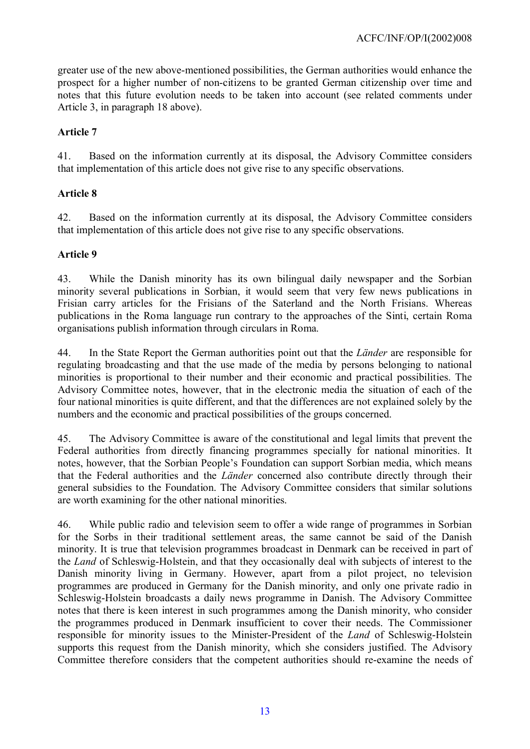greater use of the new above-mentioned possibilities, the German authorities would enhance the prospect for a higher number of non-citizens to be granted German citizenship over time and notes that this future evolution needs to be taken into account (see related comments under Article 3, in paragraph 18 above).

**Article 7**

41. Based on the information currently at its disposal, the Advisory Committee considers that implementation of this article does not give rise to any specific observations.

**Article 8**

42. Based on the information currently at its disposal, the Advisory Committee considers that implementation of this article does not give rise to any specific observations.

**Article 9**

43. While the Danish minority has its own bilingual daily newspaper and the Sorbian minority several publications in Sorbian, it would seem that very few news publications in Frisian carry articles for the Frisians of the Saterland and the North Frisians. Whereas publications in the Roma language run contrary to the approaches of the Sinti, certain Roma organisations publish information through circulars in Roma.

44. In the State Report the German authorities point out that the *Länder* are responsible for regulating broadcasting and that the use made of the media by persons belonging to national minorities is proportional to their number and their economic and practical possibilities. The Advisory Committee notes, however, that in the electronic media the situation of each of the four national minorities is quite different, and that the differences are not explained solely by the numbers and the economic and practical possibilities of the groups concerned.

45. The Advisory Committee is aware of the constitutional and legal limits that prevent the Federal authorities from directly financing programmes specially for national minorities. It notes, however, that the Sorbian People's Foundation can support Sorbian media, which means that the Federal authorities and the *Länder* concerned also contribute directly through their general subsidies to the Foundation. The Advisory Committee considers that similar solutions are worth examining for the other national minorities.

46. While public radio and television seem to offer a wide range of programmes in Sorbian for the Sorbs in their traditional settlement areas, the same cannot be said of the Danish minority. It is true that television programmes broadcast in Denmark can be received in part of the *Land* of Schleswig-Holstein, and that they occasionally deal with subjects of interest to the Danish minority living in Germany. However, apart from a pilot project, no television programmes are produced in Germany for the Danish minority, and only one private radio in Schleswig-Holstein broadcasts a daily news programme in Danish. The Advisory Committee notes that there is keen interest in such programmes among the Danish minority, who consider the programmes produced in Denmark insufficient to cover their needs. The Commissioner responsible for minority issues to the Minister-President of the *Land* of Schleswig-Holstein supports this request from the Danish minority, which she considers justified. The Advisory Committee therefore considers that the competent authorities should re-examine the needs of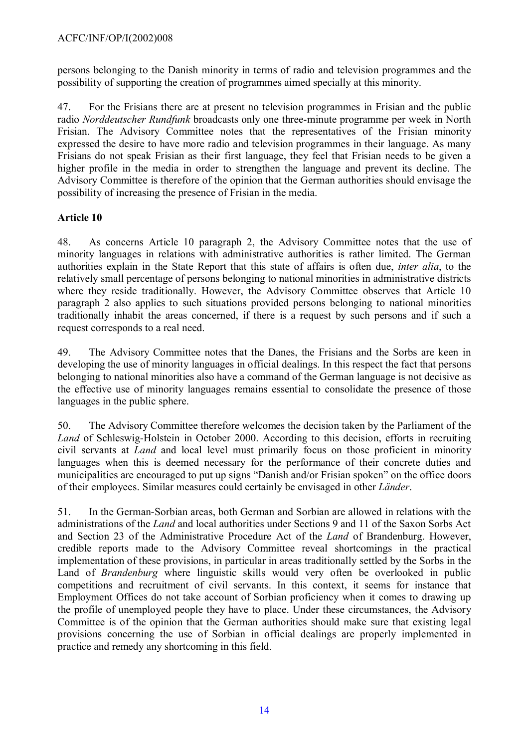persons belonging to the Danish minority in terms of radio and television programmes and the possibility of supporting the creation of programmes aimed specially at this minority.

47. For the Frisians there are at present no television programmes in Frisian and the public radio *Norddeutscher Rundfunk* broadcasts only one three-minute programme per week in North Frisian. The Advisory Committee notes that the representatives of the Frisian minority expressed the desire to have more radio and television programmes in their language. As many Frisians do not speak Frisian as their first language, they feel that Frisian needs to be given a higher profile in the media in order to strengthen the language and prevent its decline. The Advisory Committee is therefore of the opinion that the German authorities should envisage the possibility of increasing the presence of Frisian in the media.

**Article 10**

48. As concerns Article 10 paragraph 2, the Advisory Committee notes that the use of minority languages in relations with administrative authorities is rather limited. The German authorities explain in the State Report that this state of affairs is often due, *inter alia*, to the relatively small percentage of persons belonging to national minorities in administrative districts where they reside traditionally. However, the Advisory Committee observes that Article 10 paragraph 2 also applies to such situations provided persons belonging to national minorities traditionally inhabit the areas concerned, if there is a request by such persons and if such a request corresponds to a real need.

49. The Advisory Committee notes that the Danes, the Frisians and the Sorbs are keen in developing the use of minority languages in official dealings. In this respect the fact that persons belonging to national minorities also have a command of the German language is not decisive as the effective use of minority languages remains essential to consolidate the presence of those languages in the public sphere.

50. The Advisory Committee therefore welcomes the decision taken by the Parliament of the *Land* of Schleswig-Holstein in October 2000. According to this decision, efforts in recruiting civil servants at *Land* and local level must primarily focus on those proficient in minority languages when this is deemed necessary for the performance of their concrete duties and municipalities are encouraged to put up signs "Danish and/or Frisian spoken" on the office doors of their employees. Similar measures could certainly be envisaged in other *Länder*.

51. In the German-Sorbian areas, both German and Sorbian are allowed in relations with the administrations of the *Land* and local authorities under Sections 9 and 11 of the Saxon Sorbs Act and Section 23 of the Administrative Procedure Act of the *Land* of Brandenburg. However, credible reports made to the Advisory Committee reveal shortcomings in the practical implementation of these provisions, in particular in areas traditionally settled by the Sorbs in the Land of *Brandenburg* where linguistic skills would very often be overlooked in public competitions and recruitment of civil servants. In this context, it seems for instance that Employment Offices do not take account of Sorbian proficiency when it comes to drawing up the profile of unemployed people they have to place. Under these circumstances, the Advisory Committee is of the opinion that the German authorities should make sure that existing legal provisions concerning the use of Sorbian in official dealings are properly implemented in practice and remedy any shortcoming in this field.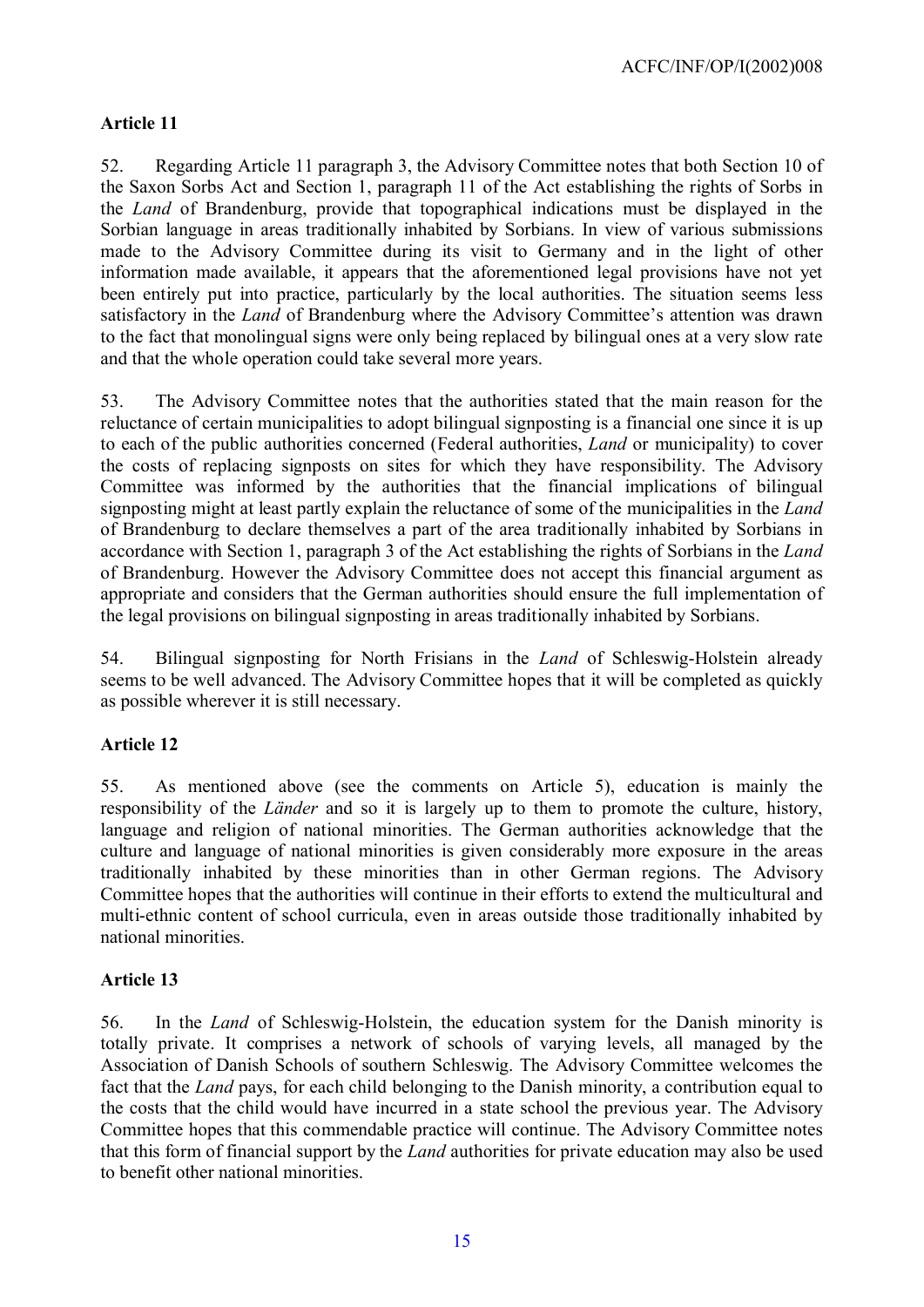### Article 11

52. Regarding Article 11 paragraph 3, the Advisory Committee notes that both Section 10 of the Saxon Sorbs Act and Section 1, paragraph 11 of the Act establishing the rights of Sorbs in the *Land* of Brandenburg, provide that topographical indications must be displayed in the Sorbian language in areas traditionally inhabited by Sorbians. In view of various submissions made to the Advisory Committee during its visit to Germany and in the light of other information made available, it appears that the aforementioned legal provisions have not yet been entirely put into practice, particularly by the local authorities. The situation seems less satisfactory in the *Land* of Brandenburg where the Advisory Committee's attention was drawn to the fact that monolingual signs were only being replaced by bilingual ones at a very slow rate and that the whole operation could take several more years.

53. The Advisory Committee notes that the authorities stated that the main reason for the reluctance of certain municipalities to adopt bilingual signposting is a financial one since it is up to each of the public authorities concerned (Federal authorities, *Land* or municipality) to cover the costs of replacing signposts on sites for which they have responsibility. The Advisory Committee was informed by the authorities that the financial implications of bilingual signposting might at least partly explain the reluctance of some of the municipalities in the *Land* of Brandenburg to declare themselves a part of the area traditionally inhabited by Sorbians in accordance with Section 1, paragraph 3 of the Act establishing the rights of Sorbians in the *Land* of Brandenburg. However the Advisory Committee does not accept this financial argument as appropriate and considers that the German authorities should ensure the full implementation of the legal provisions on bilingual signposting in areas traditionally inhabited by Sorbians.

54. Bilingual signposting for North Frisians in the *Land* of Schleswig-Holstein already seems to be well advanced. The Advisory Committee hopes that it will be completed as quickly as possible wherever it is still necessary.

### Article 12

55. As mentioned above (see the comments on Article 5), education is mainly the responsibility of the *Länder* and so it is largely up to them to promote the culture, history, language and religion of national minorities. The German authorities acknowledge that the culture and language of national minorities is given considerably more exposure in the areas traditionally inhabited by these minorities than in other German regions. The Advisory Committee hopes that the authorities will continue in their efforts to extend the multicultural and multi-ethnic content of school curricula, even in areas outside those traditionally inhabited by national minorities.

### Article 13

56. In the *Land* of Schleswig-Holstein, the education system for the Danish minority is totally private. It comprises a network of schools of varying levels, all managed by the Association of Danish Schools of southern Schleswig. The Advisory Committee welcomes the fact that the *Land* pays, for each child belonging to the Danish minority, a contribution equal to the costs that the child would have incurred in a state school the previous year. The Advisory Committee hopes that this commendable practice will continue. The Advisory Committee notes that this form of financial support by the *Land* authorities for private education may also be used to benefit other national minorities.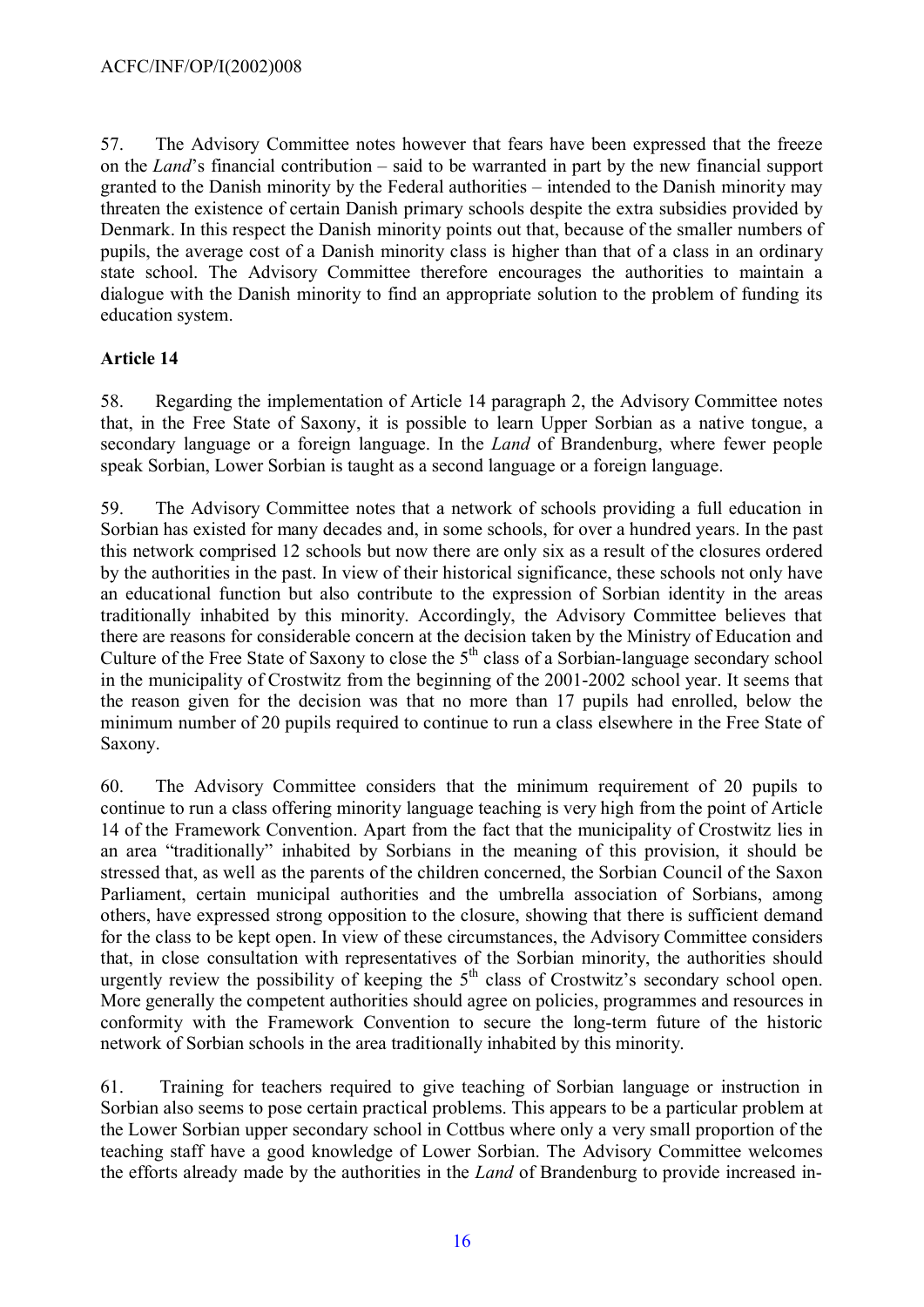57. The Advisory Committee notes however that fears have been expressed that the freeze on the *Land*'s financial contribution – said to be warranted in part by the new financial support granted to the Danish minority by the Federal authorities – intended to the Danish minority may threaten the existence of certain Danish primary schools despite the extra subsidies provided by Denmark. In this respect the Danish minority points out that, because of the smaller numbers of pupils, the average cost of a Danish minority class is higher than that of a class in an ordinary state school. The Advisory Committee therefore encourages the authorities to maintain a dialogue with the Danish minority to find an appropriate solution to the problem of funding its education system.

**Article 14**

58. Regarding the implementation of Article 14 paragraph 2, the Advisory Committee notes that, in the Free State of Saxony, it is possible to learn Upper Sorbian as a native tongue, a secondary language or a foreign language. In the *Land* of Brandenburg, where fewer people speak Sorbian, Lower Sorbian is taught as a second language or a foreign language.

59. The Advisory Committee notes that a network of schools providing a full education in Sorbian has existed for many decades and, in some schools, for over a hundred years. In the past this network comprised 12 schools but now there are only six as a result of the closures ordered by the authorities in the past. In view of their historical significance, these schools not only have an educational function but also contribute to the expression of Sorbian identity in the areas traditionally inhabited by this minority. Accordingly, the Advisory Committee believes that there are reasons for considerable concern at the decision taken by the Ministry of Education and Culture of the Free State of Saxony to close the 5th class of a Sorbian-language secondary school in the municipality of Crostwitz from the beginning of the 2001-2002 school year. It seems that the reason given for the decision was that no more than 17 pupils had enrolled, below the minimum number of 20 pupils required to continue to run a class elsewhere in the Free State of Saxony.

60. The Advisory Committee considers that the minimum requirement of 20 pupils to continue to run a class offering minority language teaching is very high from the point of Article 14 of the Framework Convention. Apart from the fact that the municipality of Crostwitz lies in an area "traditionally" inhabited by Sorbians in the meaning of this provision, it should be stressed that, as well as the parents of the children concerned, the Sorbian Council of the Saxon Parliament, certain municipal authorities and the umbrella association of Sorbians, among others, have expressed strong opposition to the closure, showing that there is sufficient demand for the class to be kept open. In view of these circumstances, the Advisory Committee considers that, in close consultation with representatives of the Sorbian minority, the authorities should urgently review the possibility of keeping the 5th class of Crostwitz's secondary school open. More generally the competent authorities should agree on policies, programmes and resources in conformity with the Framework Convention to secure the long-term future of the historic network of Sorbian schools in the area traditionally inhabited by this minority.

61. Training for teachers required to give teaching of Sorbian language or instruction in Sorbian also seems to pose certain practical problems. This appears to be a particular problem at the Lower Sorbian upper secondary school in Cottbus where only a very small proportion of the teaching staff have a good knowledge of Lower Sorbian. The Advisory Committee welcomes the efforts already made by the authorities in the *Land* of Brandenburg to provide increased in-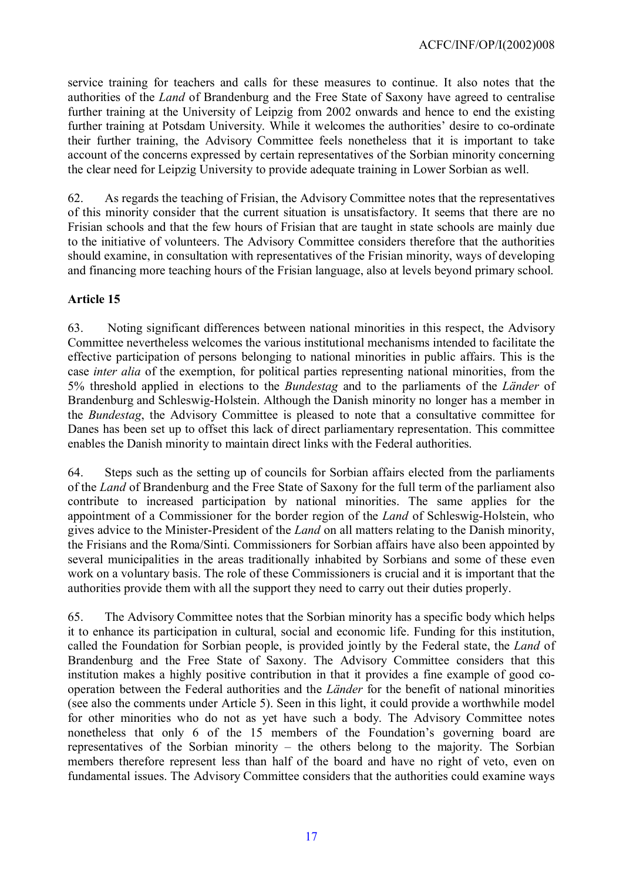service training for teachers and calls for these measures to continue. It also notes that the authorities of the *Land* of Brandenburg and the Free State of Saxony have agreed to centralise further training at the University of Leipzig from 2002 onwards and hence to end the existing further training at Potsdam University. While it welcomes the authorities' desire to co-ordinate their further training, the Advisory Committee feels nonetheless that it is important to take account of the concerns expressed by certain representatives of the Sorbian minority concerning the clear need for Leipzig University to provide adequate training in Lower Sorbian as well.

62. As regards the teaching of Frisian, the Advisory Committee notes that the representatives of this minority consider that the current situation is unsatisfactory. It seems that there are no Frisian schools and that the few hours of Frisian that are taught in state schools are mainly due to the initiative of volunteers. The Advisory Committee considers therefore that the authorities should examine, in consultation with representatives of the Frisian minority, ways of developing and financing more teaching hours of the Frisian language, also at levels beyond primary school.

**Article 15**

63. Noting significant differences between national minorities in this respect, the Advisory Committee nevertheless welcomes the various institutional mechanisms intended to facilitate the effective participation of persons belonging to national minorities in public affairs. This is the case *inter alia* of the exemption, for political parties representing national minorities, from the 5% threshold applied in elections to the *Bundestag* and to the parliaments of the *Länder* of Brandenburg and Schleswig-Holstein. Although the Danish minority no longer has a member in the *Bundestag*, the Advisory Committee is pleased to note that a consultative committee for Danes has been set up to offset this lack of direct parliamentary representation. This committee enables the Danish minority to maintain direct links with the Federal authorities.

64. Steps such as the setting up of councils for Sorbian affairs elected from the parliaments of the *Land* of Brandenburg and the Free State of Saxony for the full term of the parliament also contribute to increased participation by national minorities. The same applies for the appointment of a Commissioner for the border region of the *Land* of Schleswig-Holstein, who gives advice to the Minister-President of the *Land* on all matters relating to the Danish minority, the Frisians and the Roma/Sinti. Commissioners for Sorbian affairs have also been appointed by several municipalities in the areas traditionally inhabited by Sorbians and some of these even work on a voluntary basis. The role of these Commissioners is crucial and it is important that the authorities provide them with all the support they need to carry out their duties properly.

65. The Advisory Committee notes that the Sorbian minority has a specific body which helps it to enhance its participation in cultural, social and economic life. Funding for this institution, called the Foundation for Sorbian people, is provided jointly by the Federal state, the *Land* of Brandenburg and the Free State of Saxony. The Advisory Committee considers that this institution makes a highly positive contribution in that it provides a fine example of good co-operation between the Federal authorities and the *Länder* for the benefit of national minorities (see also the comments under Article 5). Seen in this light, it could provide a worthwhile model for other minorities who do not as yet have such a body. The Advisory Committee notes nonetheless that only 6 of the 15 members of the Foundation's governing board are representatives of the Sorbian minority – the others belong to the majority. The Sorbian members therefore represent less than half of the board and have no right of veto, even on fundamental issues. The Advisory Committee considers that the authorities could examine ways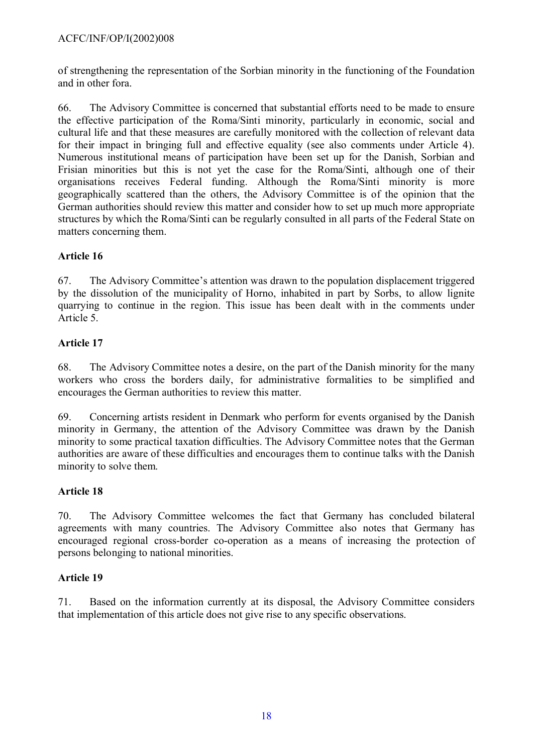of strengthening the representation of the Sorbian minority in the functioning of the Foundation and in other fora.

66. The Advisory Committee is concerned that substantial efforts need to be made to ensure the effective participation of the Roma/Sinti minority, particularly in economic, social and cultural life and that these measures are carefully monitored with the collection of relevant data for their impact in bringing full and effective equality (see also comments under Article 4). Numerous institutional means of participation have been set up for the Danish, Sorbian and Frisian minorities but this is not yet the case for the Roma/Sinti, although one of their organisations receives Federal funding. Although the Roma/Sinti minority is more geographically scattered than the others, the Advisory Committee is of the opinion that the German authorities should review this matter and consider how to set up much more appropriate structures by which the Roma/Sinti can be regularly consulted in all parts of the Federal State on matters concerning them.

**Article 16**

67. The Advisory Committee's attention was drawn to the population displacement triggered by the dissolution of the municipality of Horno, inhabited in part by Sorbs, to allow lignite quarrying to continue in the region. This issue has been dealt with in the comments under Article 5.

**Article 17**

68. The Advisory Committee notes a desire, on the part of the Danish minority for the many workers who cross the borders daily, for administrative formalities to be simplified and encourages the German authorities to review this matter.

69. Concerning artists resident in Denmark who perform for events organised by the Danish minority in Germany, the attention of the Advisory Committee was drawn by the Danish minority to some practical taxation difficulties. The Advisory Committee notes that the German authorities are aware of these difficulties and encourages them to continue talks with the Danish minority to solve them.

**Article 18**

70. The Advisory Committee welcomes the fact that Germany has concluded bilateral agreements with many countries. The Advisory Committee also notes that Germany has encouraged regional cross-border co-operation as a means of increasing the protection of persons belonging to national minorities.

**Article 19**

71. Based on the information currently at its disposal, the Advisory Committee considers that implementation of this article does not give rise to any specific observations.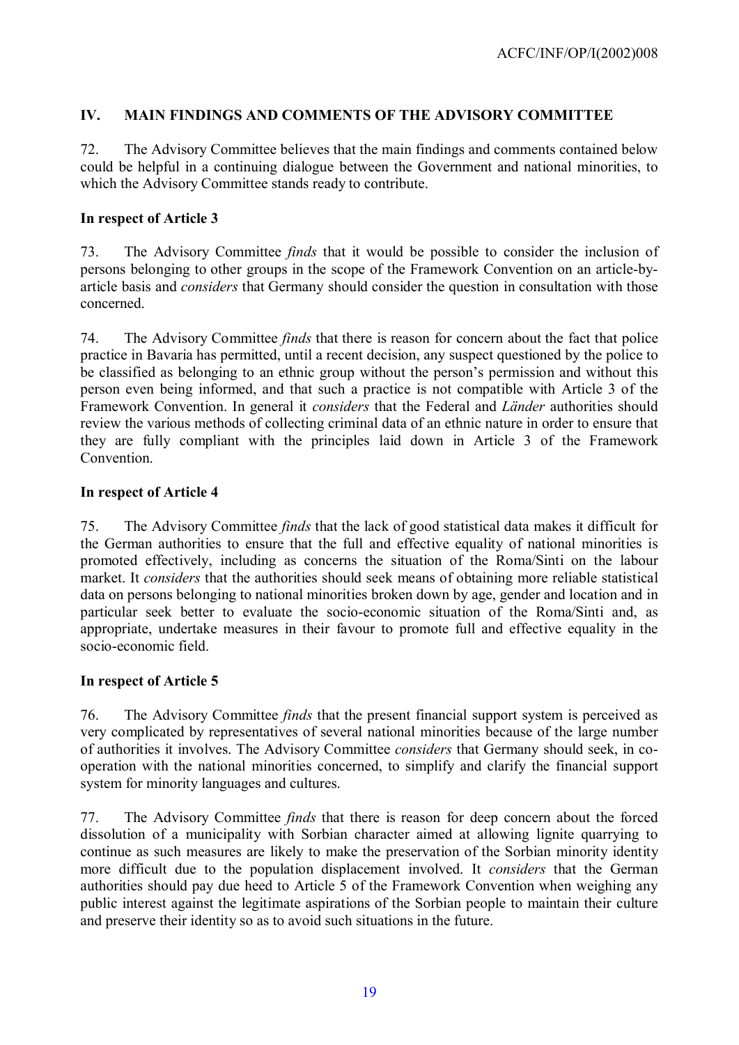## IV. MAIN FINDINGS AND COMMENTS OF THE ADVISORY COMMITTEE

72. The Advisory Committee believes that the main findings and comments contained below could be helpful in a continuing dialogue between the Government and national minorities, to which the Advisory Committee stands ready to contribute.

### In respect of Article 3

73. The Advisory Committee *finds* that it would be possible to consider the inclusion of persons belonging to other groups in the scope of the Framework Convention on an article-by-article basis and *considers* that Germany should consider the question in consultation with those concerned.

74. The Advisory Committee *finds* that there is reason for concern about the fact that police practice in Bavaria has permitted, until a recent decision, any suspect questioned by the police to be classified as belonging to an ethnic group without the person's permission and without this person even being informed, and that such a practice is not compatible with Article 3 of the Framework Convention. In general it *considers* that the Federal and *Länder* authorities should review the various methods of collecting criminal data of an ethnic nature in order to ensure that they are fully compliant with the principles laid down in Article 3 of the Framework Convention.

### In respect of Article 4

75. The Advisory Committee *finds* that the lack of good statistical data makes it difficult for the German authorities to ensure that the full and effective equality of national minorities is promoted effectively, including as concerns the situation of the Roma/Sinti on the labour market. It *considers* that the authorities should seek means of obtaining more reliable statistical data on persons belonging to national minorities broken down by age, gender and location and in particular seek better to evaluate the socio-economic situation of the Roma/Sinti and, as appropriate, undertake measures in their favour to promote full and effective equality in the socio-economic field.

### In respect of Article 5

76. The Advisory Committee *finds* that the present financial support system is perceived as very complicated by representatives of several national minorities because of the large number of authorities it involves. The Advisory Committee *considers* that Germany should seek, in co-operation with the national minorities concerned, to simplify and clarify the financial support system for minority languages and cultures.

77. The Advisory Committee *finds* that there is reason for deep concern about the forced dissolution of a municipality with Sorbian character aimed at allowing lignite quarrying to continue as such measures are likely to make the preservation of the Sorbian minority identity more difficult due to the population displacement involved. It *considers* that the German authorities should pay due heed to Article 5 of the Framework Convention when weighing any public interest against the legitimate aspirations of the Sorbian people to maintain their culture and preserve their identity so as to avoid such situations in the future.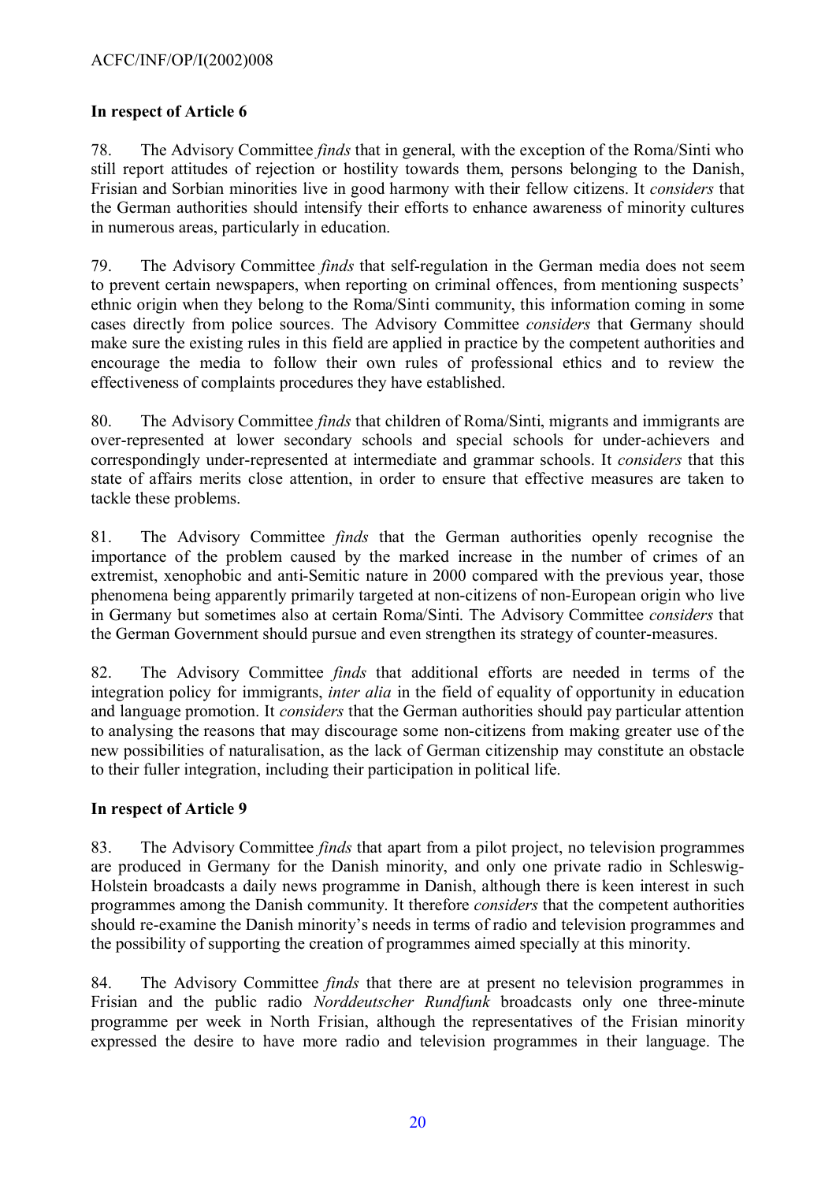## In respect of Article 6

78. The Advisory Committee *finds* that in general, with the exception of the Roma/Sinti who still report attitudes of rejection or hostility towards them, persons belonging to the Danish, Frisian and Sorbian minorities live in good harmony with their fellow citizens. It *considers* that the German authorities should intensify their efforts to enhance awareness of minority cultures in numerous areas, particularly in education.

79. The Advisory Committee *finds* that self-regulation in the German media does not seem to prevent certain newspapers, when reporting on criminal offences, from mentioning suspects' ethnic origin when they belong to the Roma/Sinti community, this information coming in some cases directly from police sources. The Advisory Committee *considers* that Germany should make sure the existing rules in this field are applied in practice by the competent authorities and encourage the media to follow their own rules of professional ethics and to review the effectiveness of complaints procedures they have established.

80. The Advisory Committee *finds* that children of Roma/Sinti, migrants and immigrants are over-represented at lower secondary schools and special schools for under-achievers and correspondingly under-represented at intermediate and grammar schools. It *considers* that this state of affairs merits close attention, in order to ensure that effective measures are taken to tackle these problems.

81. The Advisory Committee *finds* that the German authorities openly recognise the importance of the problem caused by the marked increase in the number of crimes of an extremist, xenophobic and anti-Semitic nature in 2000 compared with the previous year, those phenomena being apparently primarily targeted at non-citizens of non-European origin who live in Germany but sometimes also at certain Roma/Sinti. The Advisory Committee *considers* that the German Government should pursue and even strengthen its strategy of counter-measures.

82. The Advisory Committee *finds* that additional efforts are needed in terms of the integration policy for immigrants, *inter alia* in the field of equality of opportunity in education and language promotion. It *considers* that the German authorities should pay particular attention to analysing the reasons that may discourage some non-citizens from making greater use of the new possibilities of naturalisation, as the lack of German citizenship may constitute an obstacle to their fuller integration, including their participation in political life.

## In respect of Article 9

83. The Advisory Committee *finds* that apart from a pilot project, no television programmes are produced in Germany for the Danish minority, and only one private radio in Schleswig-Holstein broadcasts a daily news programme in Danish, although there is keen interest in such programmes among the Danish community. It therefore *considers* that the competent authorities should re-examine the Danish minority's needs in terms of radio and television programmes and the possibility of supporting the creation of programmes aimed specially at this minority.

84. The Advisory Committee *finds* that there are at present no television programmes in Frisian and the public radio *Norddeutscher Rundfunk* broadcasts only one three-minute programme per week in North Frisian, although the representatives of the Frisian minority expressed the desire to have more radio and television programmes in their language. The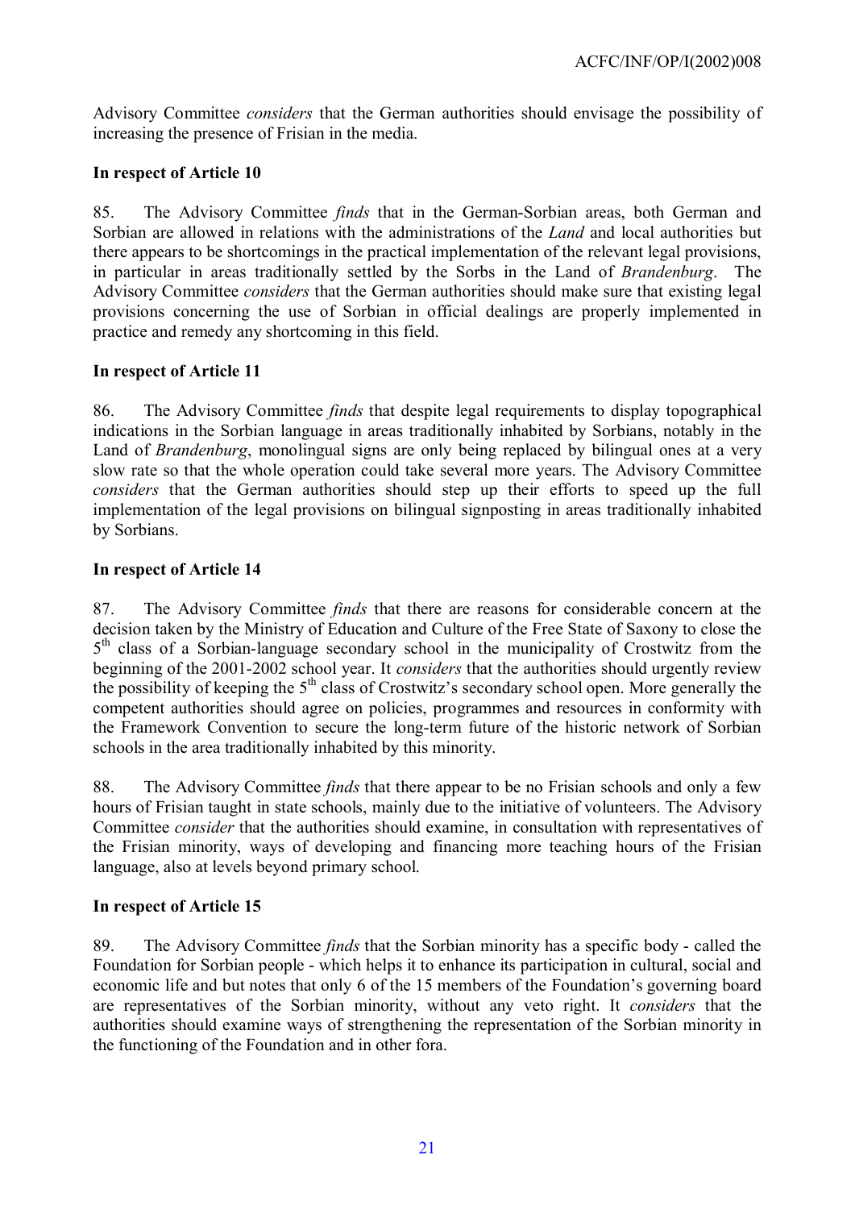Advisory Committee *considers* that the German authorities should envisage the possibility of increasing the presence of Frisian in the media.

**In respect of Article 10**

85. The Advisory Committee *finds* that in the German-Sorbian areas, both German and Sorbian are allowed in relations with the administrations of the *Land* and local authorities but there appears to be shortcomings in the practical implementation of the relevant legal provisions, in particular in areas traditionally settled by the Sorbs in the Land of *Brandenburg*. The Advisory Committee *considers* that the German authorities should make sure that existing legal provisions concerning the use of Sorbian in official dealings are properly implemented in practice and remedy any shortcoming in this field.

**In respect of Article 11**

86. The Advisory Committee *finds* that despite legal requirements to display topographical indications in the Sorbian language in areas traditionally inhabited by Sorbians, notably in the Land of *Brandenburg*, monolingual signs are only being replaced by bilingual ones at a very slow rate so that the whole operation could take several more years. The Advisory Committee *considers* that the German authorities should step up their efforts to speed up the full implementation of the legal provisions on bilingual signposting in areas traditionally inhabited by Sorbians.

**In respect of Article 14**

87. The Advisory Committee *finds* that there are reasons for considerable concern at the decision taken by the Ministry of Education and Culture of the Free State of Saxony to close the 5th class of a Sorbian-language secondary school in the municipality of Crostwitz from the beginning of the 2001-2002 school year. It *considers* that the authorities should urgently review the possibility of keeping the 5th class of Crostwitz's secondary school open. More generally the competent authorities should agree on policies, programmes and resources in conformity with the Framework Convention to secure the long-term future of the historic network of Sorbian schools in the area traditionally inhabited by this minority.

88. The Advisory Committee *finds* that there appear to be no Frisian schools and only a few hours of Frisian taught in state schools, mainly due to the initiative of volunteers. The Advisory Committee *consider* that the authorities should examine, in consultation with representatives of the Frisian minority, ways of developing and financing more teaching hours of the Frisian language, also at levels beyond primary school.

**In respect of Article 15**

89. The Advisory Committee *finds* that the Sorbian minority has a specific body - called the Foundation for Sorbian people - which helps it to enhance its participation in cultural, social and economic life and but notes that only 6 of the 15 members of the Foundation's governing board are representatives of the Sorbian minority, without any veto right. It *considers* that the authorities should examine ways of strengthening the representation of the Sorbian minority in the functioning of the Foundation and in other fora.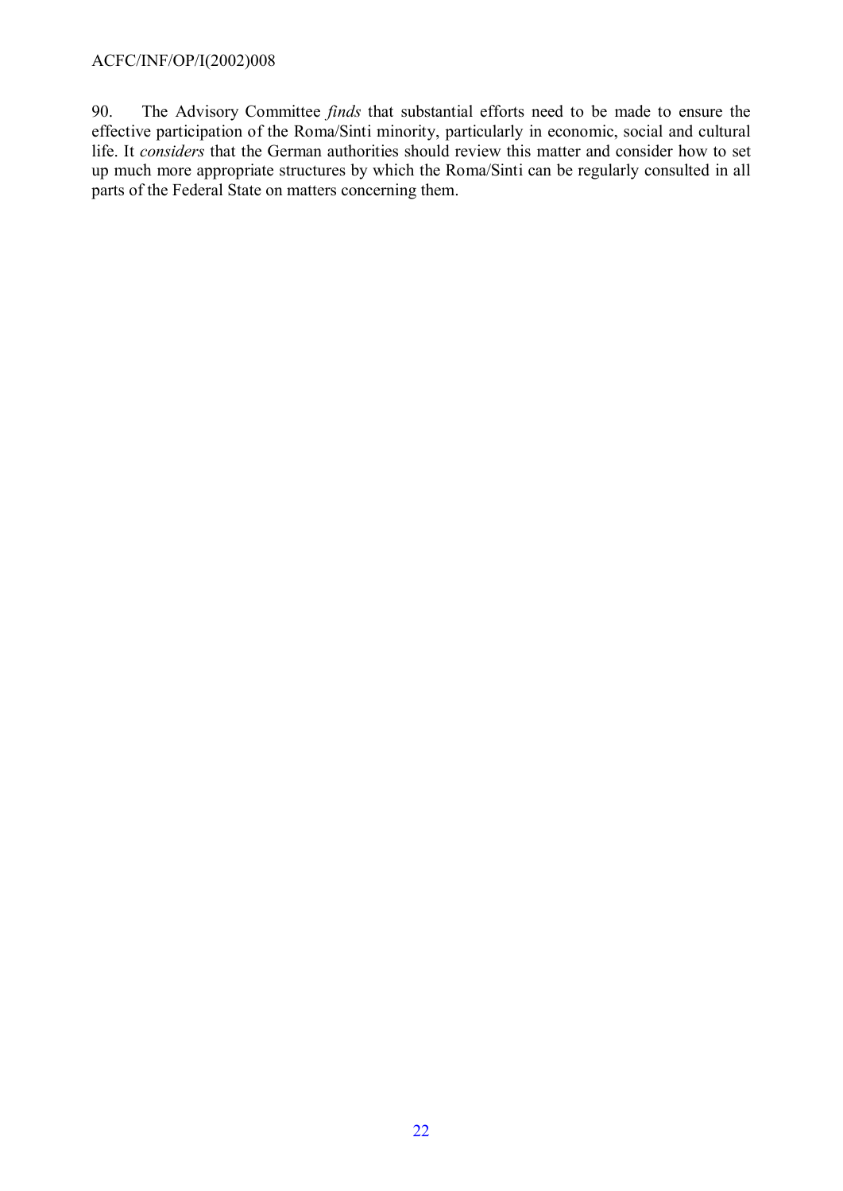90. The Advisory Committee *finds* that substantial efforts need to be made to ensure the effective participation of the Roma/Sinti minority, particularly in economic, social and cultural life. It *considers* that the German authorities should review this matter and consider how to set up much more appropriate structures by which the Roma/Sinti can be regularly consulted in all parts of the Federal State on matters concerning them.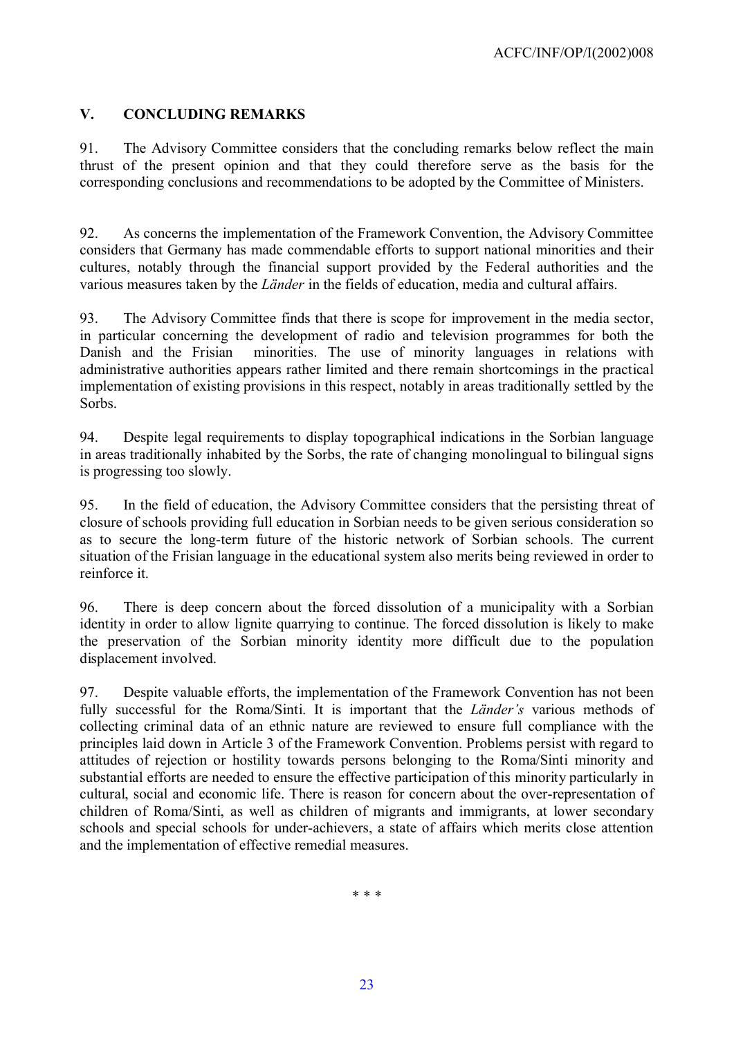## V. CONCLUDING REMARKS

91. The Advisory Committee considers that the concluding remarks below reflect the main thrust of the present opinion and that they could therefore serve as the basis for the corresponding conclusions and recommendations to be adopted by the Committee of Ministers.

92. As concerns the implementation of the Framework Convention, the Advisory Committee considers that Germany has made commendable efforts to support national minorities and their cultures, notably through the financial support provided by the Federal authorities and the various measures taken by the *Länder* in the fields of education, media and cultural affairs.

93. The Advisory Committee finds that there is scope for improvement in the media sector, in particular concerning the development of radio and television programmes for both the Danish and the Frisian minorities. The use of minority languages in relations with administrative authorities appears rather limited and there remain shortcomings in the practical implementation of existing provisions in this respect, notably in areas traditionally settled by the Sorbs.

94. Despite legal requirements to display topographical indications in the Sorbian language in areas traditionally inhabited by the Sorbs, the rate of changing monolingual to bilingual signs is progressing too slowly.

95. In the field of education, the Advisory Committee considers that the persisting threat of closure of schools providing full education in Sorbian needs to be given serious consideration so as to secure the long-term future of the historic network of Sorbian schools. The current situation of the Frisian language in the educational system also merits being reviewed in order to reinforce it.

96. There is deep concern about the forced dissolution of a municipality with a Sorbian identity in order to allow lignite quarrying to continue. The forced dissolution is likely to make the preservation of the Sorbian minority identity more difficult due to the population displacement involved.

97. Despite valuable efforts, the implementation of the Framework Convention has not been fully successful for the Roma/Sinti. It is important that the *Länder's* various methods of collecting criminal data of an ethnic nature are reviewed to ensure full compliance with the principles laid down in Article 3 of the Framework Convention. Problems persist with regard to attitudes of rejection or hostility towards persons belonging to the Roma/Sinti minority and substantial efforts are needed to ensure the effective participation of this minority particularly in cultural, social and economic life. There is reason for concern about the over-representation of children of Roma/Sinti, as well as children of migrants and immigrants, at lower secondary schools and special schools for under-achievers, a state of affairs which merits close attention and the implementation of effective remedial measures.

\* \* \*